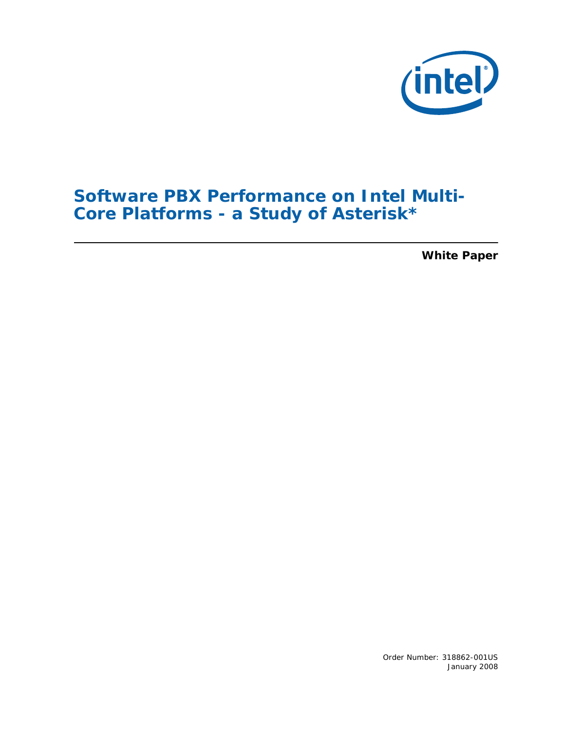# Software PBX Performance on Intel Multi-Core Platforms - a Study of Asterisk*

**White Paper**

Order Number: 318862-001US
January 2008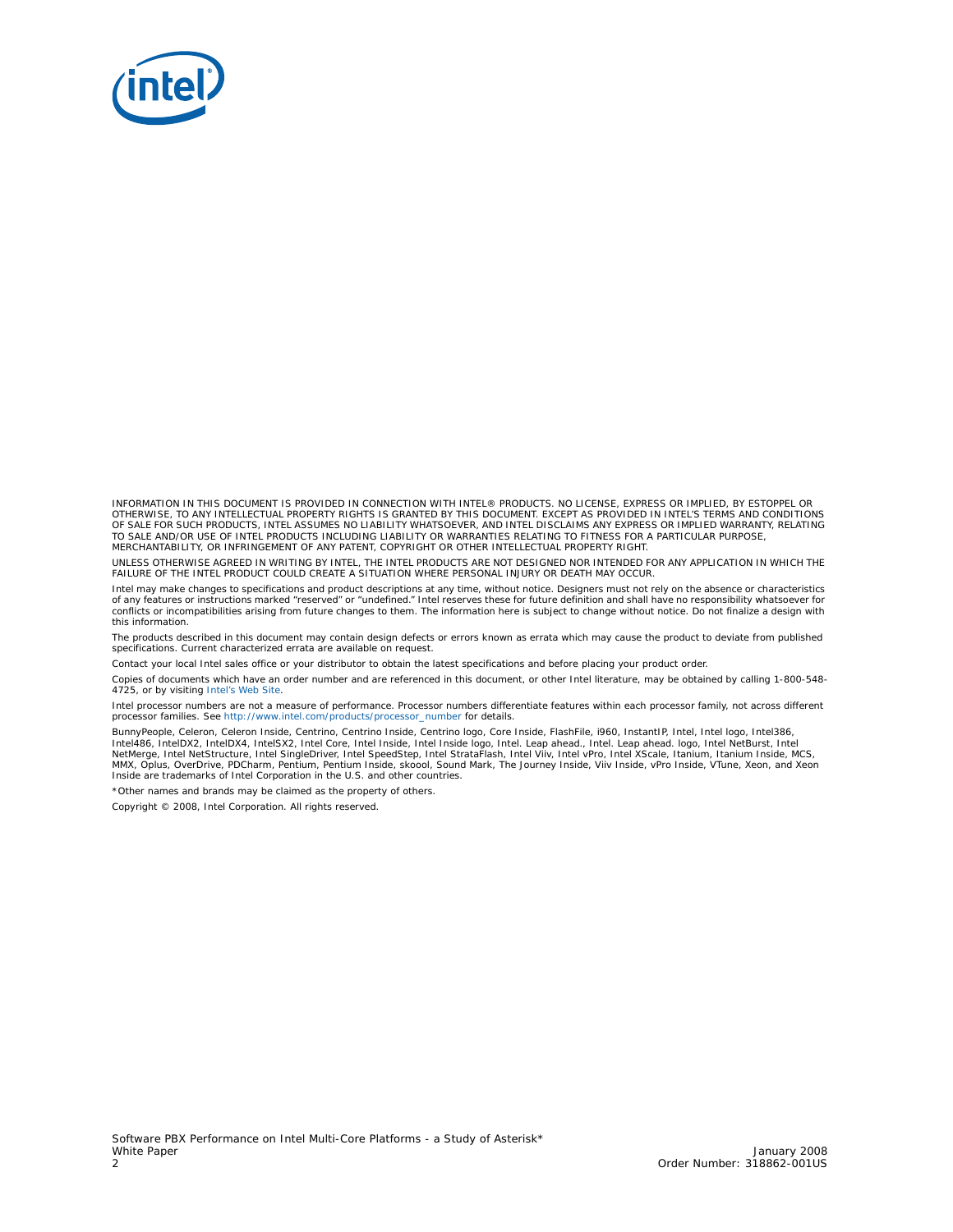INFORMATION IN THIS DOCUMENT IS PROVIDED IN CONNECTION WITH INTEL® PRODUCTS. NO LICENSE, EXPRESS OR IMPLIED, BY ESTOPPEL OR OTHERWISE, TO ANY INTELLECTUAL PROPERTY RIGHTS IS GRANTED BY THIS DOCUMENT. EXCEPT AS PROVIDED IN INTEL'S TERMS AND CONDITIONS OF SALE FOR SUCH PRODUCTS, INTEL ASSUMES NO LIABILITY WHATSOEVER, AND INTEL DISCLAIMS ANY EXPRESS OR IMPLIED WARRANTY, RELATING TO SALE AND/OR USE OF INTEL PRODUCTS INCLUDING LIABILITY OR WARRANTIES RELATING TO FITNESS FOR A PARTICULAR PURPOSE, MERCHANTABILITY, OR INFRINGEMENT OF ANY PATENT, COPYRIGHT OR OTHER INTELLECTUAL PROPERTY RIGHT.

UNLESS OTHERWISE AGREED IN WRITING BY INTEL, THE INTEL PRODUCTS ARE NOT DESIGNED NOR INTENDED FOR ANY APPLICATION IN WHICH THE FAILURE OF THE INTEL PRODUCT COULD CREATE A SITUATION WHERE PERSONAL INJURY OR DEATH MAY OCCUR.

Intel may make changes to specifications and product descriptions at any time, without notice. Designers must not rely on the absence or characteristics of any features or instructions marked "reserved" or "undefined." Intel reserves these for future definition and shall have no responsibility whatsoever for conflicts or incompatibilities arising from future changes to them. The information here is subject to change without notice. Do not finalize a design with this information.

The products described in this document may contain design defects or errors known as errata which may cause the product to deviate from published specifications. Current characterized errata are available on request.

Contact your local Intel sales office or your distributor to obtain the latest specifications and before placing your product order.

Copies of documents which have an order number and are referenced in this document, or other Intel literature, may be obtained by calling 1-800-548-4725, or by visiting Intel's Web Site.

Intel processor numbers are not a measure of performance. Processor numbers differentiate features within each processor family, not across different processor families. See http://www.intel.com/products/processor_number for details.

BunnyPeople, Celeron, Celeron Inside, Centrino, Centrino Inside, Centrino logo, Core Inside, FlashFile, i960, InstantIP, Intel, Intel logo, Intel386, Intel486, IntelDX2, IntelDX4, IntelSX2, Intel Core, Intel Inside, Intel Inside logo, Intel. Leap ahead., Intel. Leap ahead. logo, Intel NetBurst, Intel NetMerge, Intel NetStructure, Intel SingleDriver, Intel SpeedStep, Intel StrataFlash, Intel Viiv, Intel vPro, Intel XScale, Itanium, Itanium Inside, MCS, MMX, Oplus, OverDrive, PDCharm, Pentium, Pentium Inside, skoool, Sound Mark, The Journey Inside, Viiv Inside, vPro Inside, VTune, Xeon, and Xeon Inside are trademarks of Intel Corporation in the U.S. and other countries.

*Other names and brands may be claimed as the property of others.

Copyright © 2008, Intel Corporation. All rights reserved.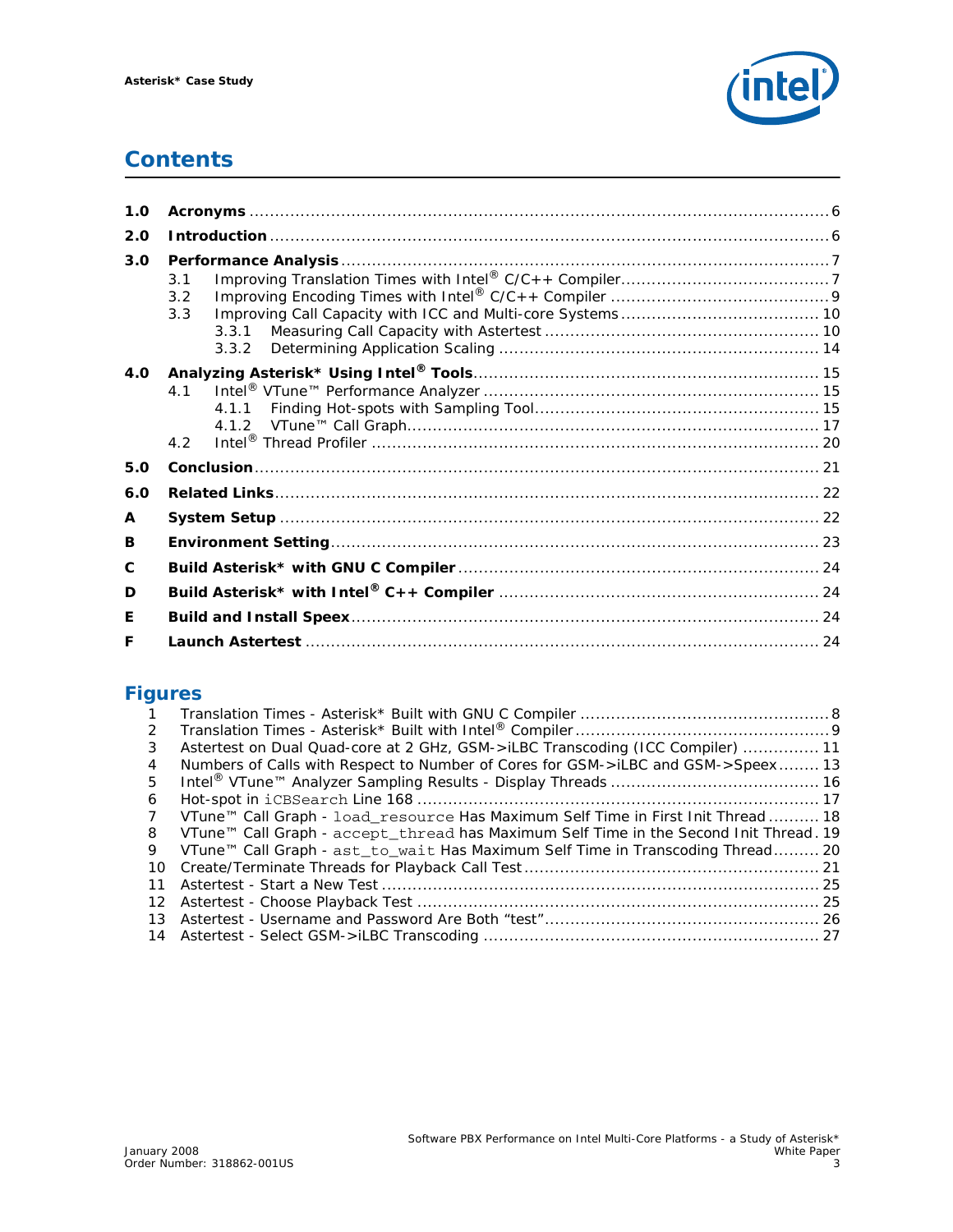# Contents

**1.0 Acronyms** ... 6

**2.0 Introduction** ... 6

**3.0 Performance Analysis** ... 7

- 3.1 Improving Translation Times with Intel® C/C++ Compiler ... 7
- 3.2 Improving Encoding Times with Intel® C/C++ Compiler ... 9
- 3.3 Improving Call Capacity with ICC and Multi-core Systems ... 10
  - 3.3.1 Measuring Call Capacity with Astertest ... 10
  - 3.3.2 Determining Application Scaling ... 14

**4.0 Analyzing Asterisk* Using Intel® Tools** ... 15

- 4.1 Intel® VTune™ Performance Analyzer ... 15
  - 4.1.1 Finding Hot-spots with Sampling Tool ... 15
  - 4.1.2 VTune™ Call Graph ... 17
- 4.2 Intel® Thread Profiler ... 20

**5.0 Conclusion** ... 21

**6.0 Related Links** ... 22

**A System Setup** ... 22

**B Environment Setting** ... 23

**C Build Asterisk* with GNU C Compiler** ... 24

**D Build Asterisk* with Intel® C++ Compiler** ... 24

**E Build and Install Speex** ... 24

**F Launch Astertest** ... 24

## Figures

1. Translation Times - Asterisk* Built with GNU C Compiler ... 8
2. Translation Times - Asterisk* Built with Intel® Compiler ... 9
3. Astertest on Dual Quad-core at 2 GHz, GSM->iLBC Transcoding (ICC Compiler) ... 11
4. Numbers of Calls with Respect to Number of Cores for GSM->iLBC and GSM->Speex ... 13
5. Intel® VTune™ Analyzer Sampling Results - Display Threads ... 16
6. Hot-spot in `iCBSearch` Line 168 ... 17
7. VTune™ Call Graph - `load_resource` Has Maximum Self Time in First Init Thread ... 18
8. VTune™ Call Graph - `accept_thread` has Maximum Self Time in the Second Init Thread ... 19
9. VTune™ Call Graph - `ast_to_wait` Has Maximum Self Time in Transcoding Thread ... 20
10. Create/Terminate Threads for Playback Call Test ... 21
11. Astertest - Start a New Test ... 25
12. Astertest - Choose Playback Test ... 25
13. Astertest - Username and Password Are Both “test” ... 26
14. Astertest - Select GSM->iLBC Transcoding ... 27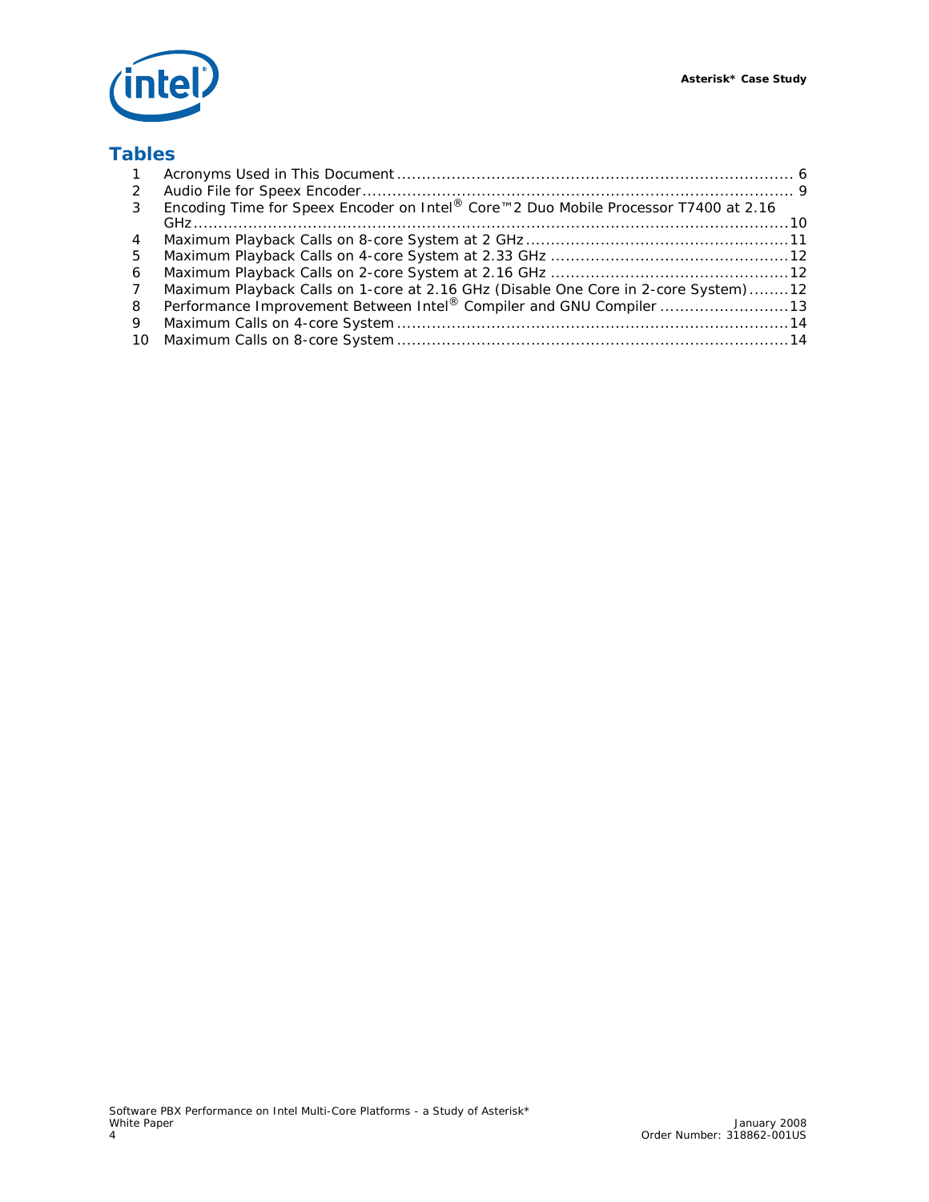## Tables

| | | |
|---|---|---|
| 1 | Acronyms Used in This Document | 6 |
| 2 | Audio File for Speex Encoder | 9 |
| 3 | Encoding Time for Speex Encoder on Intel® Core™2 Duo Mobile Processor T7400 at 2.16 GHz | 10 |
| 4 | Maximum Playback Calls on 8-core System at 2 GHz | 11 |
| 5 | Maximum Playback Calls on 4-core System at 2.33 GHz | 12 |
| 6 | Maximum Playback Calls on 2-core System at 2.16 GHz | 12 |
| 7 | Maximum Playback Calls on 1-core at 2.16 GHz (Disable One Core in 2-core System) | 12 |
| 8 | Performance Improvement Between Intel® Compiler and GNU Compiler | 13 |
| 9 | Maximum Calls on 4-core System | 14 |
| 10 | Maximum Calls on 8-core System | 14 |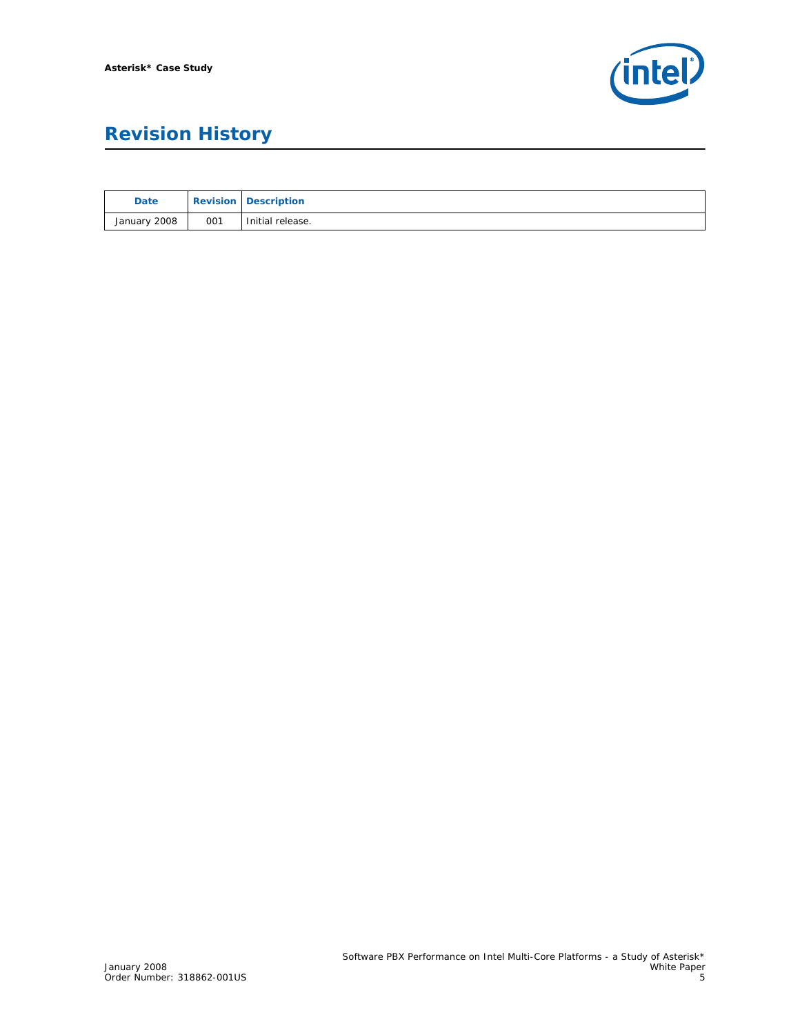# Revision History

| Date | Revision | Description |
|---|---|---|
| January 2008 | 001 | Initial release. |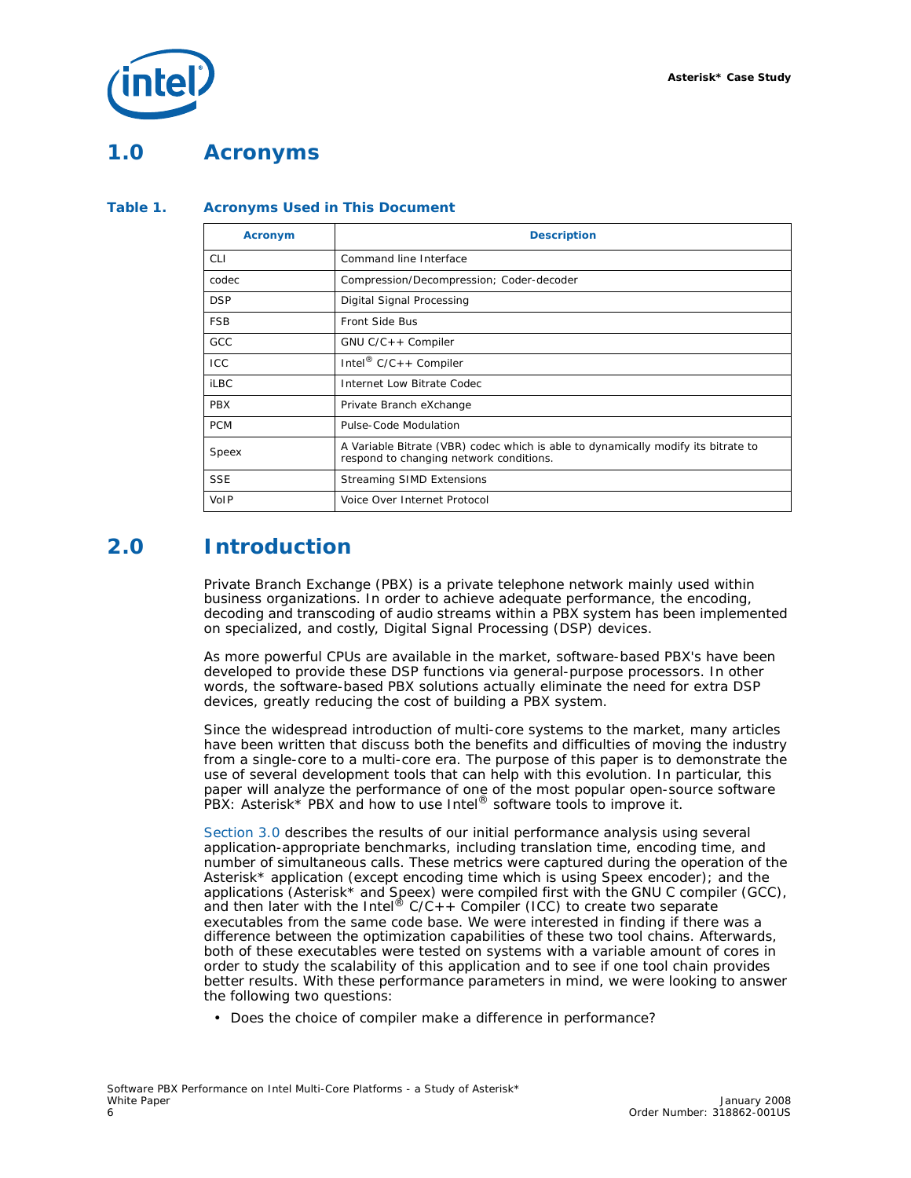## 1.0 Acronyms

**Table 1. Acronyms Used in This Document**

| Acronym | Description |
|---|---|
| CLI | Command line Interface |
| codec | Compression/Decompression; Coder-decoder |
| DSP | Digital Signal Processing |
| FSB | Front Side Bus |
| GCC | GNU C/C++ Compiler |
| ICC | Intel® C/C++ Compiler |
| iLBC | Internet Low Bitrate Codec |
| PBX | Private Branch eXchange |
| PCM | Pulse-Code Modulation |
| Speex | A Variable Bitrate (VBR) codec which is able to dynamically modify its bitrate to respond to changing network conditions. |
| SSE | Streaming SIMD Extensions |
| VoIP | Voice Over Internet Protocol |

## 2.0 Introduction

Private Branch Exchange (PBX) is a private telephone network mainly used within business organizations. In order to achieve adequate performance, the encoding, decoding and transcoding of audio streams within a PBX system has been implemented on specialized, and costly, Digital Signal Processing (DSP) devices.

As more powerful CPUs are available in the market, software-based PBX's have been developed to provide these DSP functions via general-purpose processors. In other words, the software-based PBX solutions actually eliminate the need for extra DSP devices, greatly reducing the cost of building a PBX system.

Since the widespread introduction of multi-core systems to the market, many articles have been written that discuss both the benefits and difficulties of moving the industry from a single-core to a multi-core era. The purpose of this paper is to demonstrate the use of several development tools that can help with this evolution. In particular, this paper will analyze the performance of one of the most popular open-source software PBX: Asterisk* PBX and how to use Intel® software tools to improve it.

Section 3.0 describes the results of our initial performance analysis using several application-appropriate benchmarks, including translation time, encoding time, and number of simultaneous calls. These metrics were captured during the operation of the Asterisk* application (except encoding time which is using Speex encoder); and the applications (Asterisk* and Speex) were compiled first with the GNU C compiler (GCC), and then later with the Intel® C/C++ Compiler (ICC) to create two separate executables from the same code base. We were interested in finding if there was a difference between the optimization capabilities of these two tool chains. Afterwards, both of these executables were tested on systems with a variable amount of cores in order to study the scalability of this application and to see if one tool chain provides better results. With these performance parameters in mind, we were looking to answer the following two questions:

- Does the choice of compiler make a difference in performance?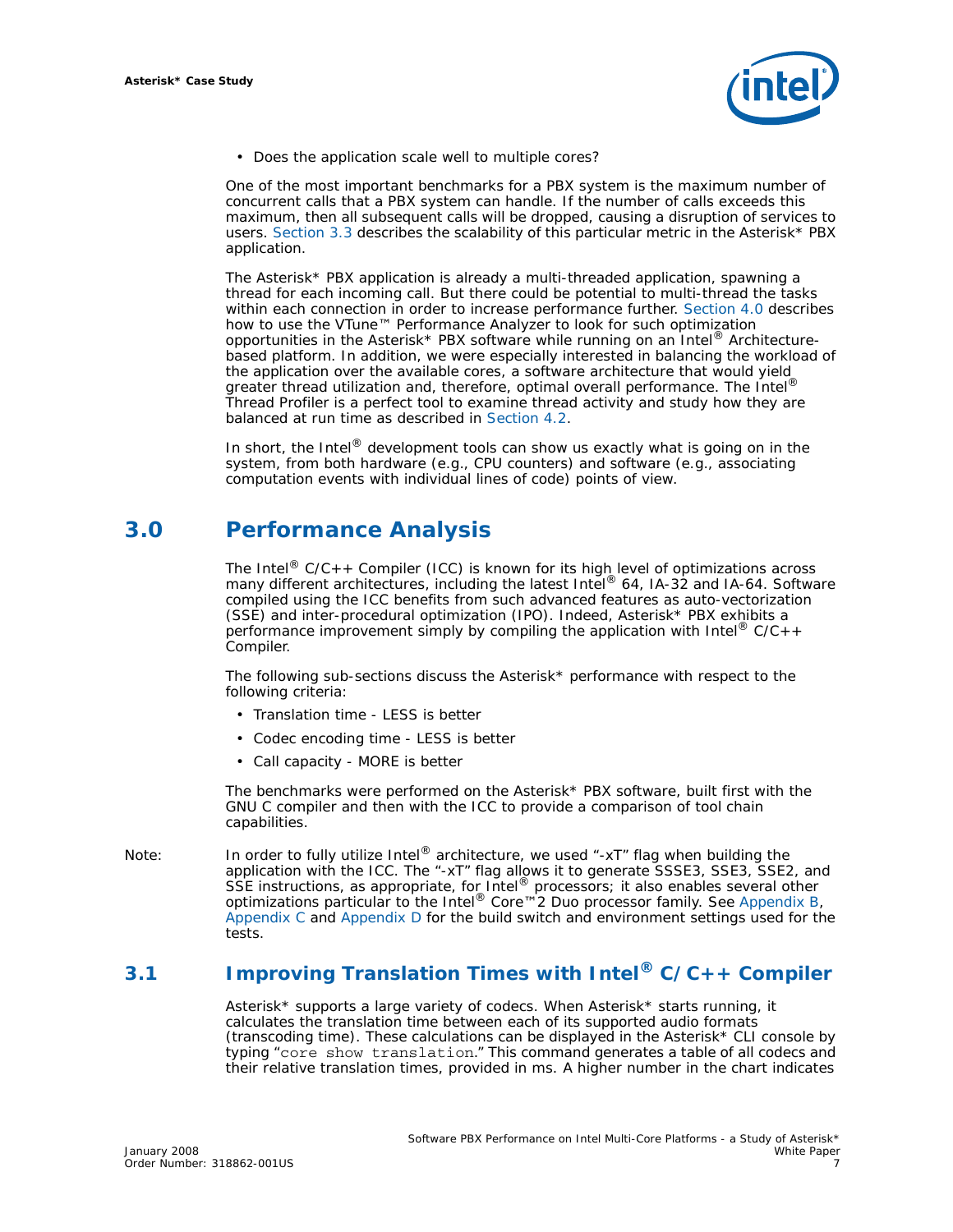- Does the application scale well to multiple cores?

One of the most important benchmarks for a PBX system is the maximum number of concurrent calls that a PBX system can handle. If the number of calls exceeds this maximum, then all subsequent calls will be dropped, causing a disruption of services to users. Section 3.3 describes the scalability of this particular metric in the Asterisk* PBX application.

The Asterisk* PBX application is already a multi-threaded application, spawning a thread for each incoming call. But there could be potential to multi-thread the tasks within each connection in order to increase performance further. Section 4.0 describes how to use the VTune™ Performance Analyzer to look for such optimization opportunities in the Asterisk* PBX software while running on an Intel® Architecture-based platform. In addition, we were especially interested in balancing the workload of the application over the available cores, a software architecture that would yield greater thread utilization and, therefore, optimal overall performance. The Intel® Thread Profiler is a perfect tool to examine thread activity and study how they are balanced at run time as described in Section 4.2.

In short, the Intel® development tools can show us exactly what is going on in the system, from both hardware (e.g., CPU counters) and software (e.g., associating computation events with individual lines of code) points of view.

# 3.0 Performance Analysis

The Intel® C/C++ Compiler (ICC) is known for its high level of optimizations across many different architectures, including the latest Intel® 64, IA-32 and IA-64. Software compiled using the ICC benefits from such advanced features as auto-vectorization (SSE) and inter-procedural optimization (IPO). Indeed, Asterisk* PBX exhibits a performance improvement simply by compiling the application with Intel® C/C++ Compiler.

The following sub-sections discuss the Asterisk* performance with respect to the following criteria:

- Translation time - LESS is better
- Codec encoding time - LESS is better
- Call capacity - MORE is better

The benchmarks were performed on the Asterisk* PBX software, built first with the GNU C compiler and then with the ICC to provide a comparison of tool chain capabilities.

Note: In order to fully utilize Intel® architecture, we used "-xT" flag when building the application with the ICC. The "-xT" flag allows it to generate SSSE3, SSE3, SSE2, and SSE instructions, as appropriate, for Intel® processors; it also enables several other optimizations particular to the Intel® Core™2 Duo processor family. See Appendix B, Appendix C and Appendix D for the build switch and environment settings used for the tests.

## 3.1 Improving Translation Times with Intel® C/C++ Compiler

Asterisk* supports a large variety of codecs. When Asterisk* starts running, it calculates the translation time between each of its supported audio formats (transcoding time). These calculations can be displayed in the Asterisk* CLI console by typing "`core show translation`." This command generates a table of all codecs and their relative translation times, provided in ms. A higher number in the chart indicates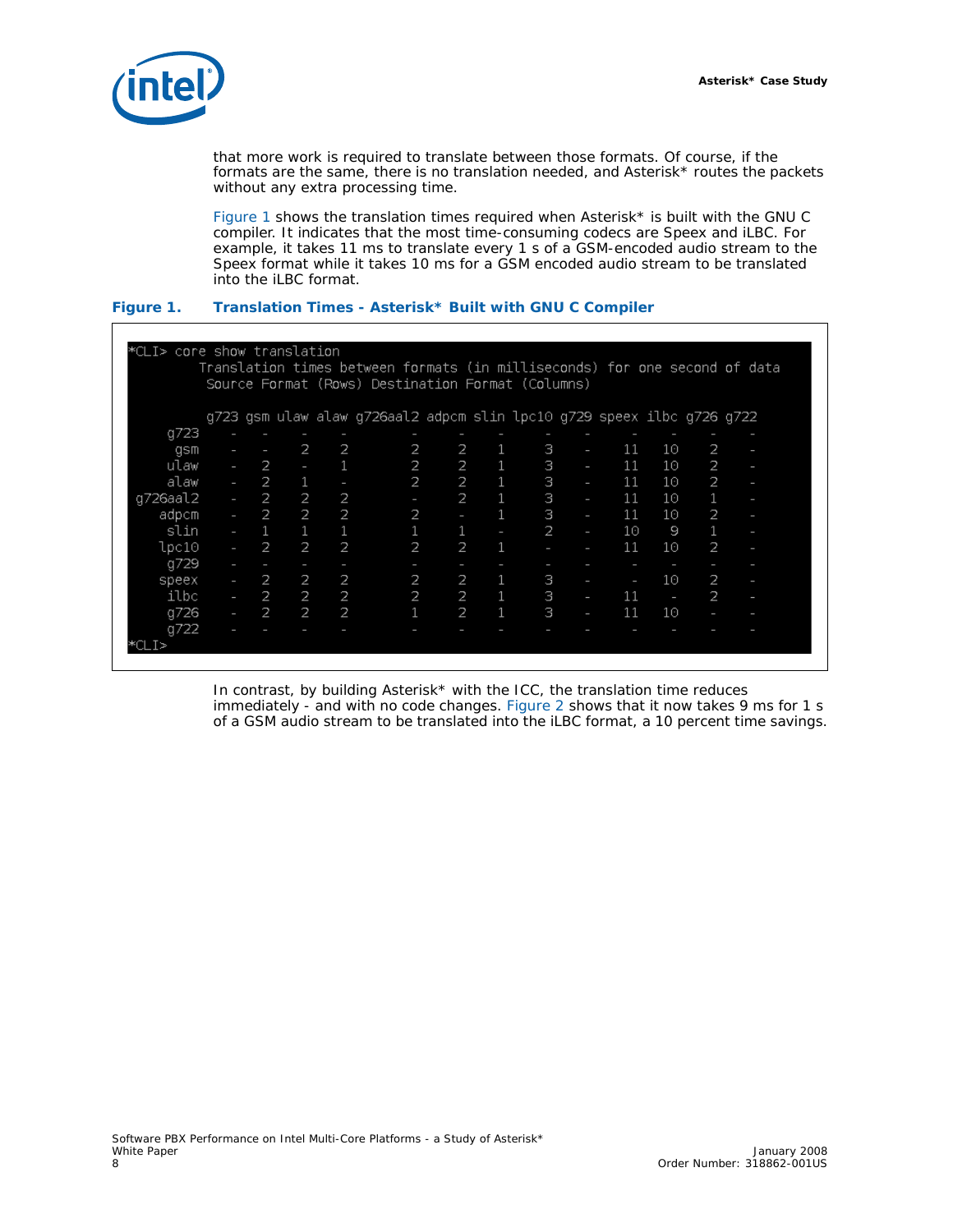that more work is required to translate between those formats. Of course, if the formats are the same, there is no translation needed, and Asterisk* routes the packets without any extra processing time.

Figure 1 shows the translation times required when Asterisk* is built with the GNU C compiler. It indicates that the most time-consuming codecs are Speex and iLBC. For example, it takes 11 ms to translate every 1 s of a GSM-encoded audio stream to the Speex format while it takes 10 ms for a GSM encoded audio stream to be translated into the iLBC format.

**Figure 1. Translation Times - Asterisk* Built with GNU C Compiler**

```
*CLI> core show translation
         Translation times between formats (in milliseconds) for one second of data
          Source Format (Rows) Destination Format (Columns)

          g723 gsm ulaw alaw g726aal2 adpcm slin lpc10 g729 speex ilbc g726 g722
     g723    -    -    -    -        -     -    -     -    -     -    -    -    -
      gsm    -    -    2    2        2     2    1     3    -    11   10    2    -
     ulaw    -    2    -    1        2     2    1     3    -    11   10    2    -
     alaw    -    2    1    -        2     2    1     3    -    11   10    2    -
 g726aal2    -    2    2    2        -     2    1     3    -    11   10    1    -
    adpcm    -    2    2    2        2     -    1     3    -    11   10    2    -
     slin    -    1    1    1        1     1    -     2    -    10    9    1    -
    lpc10    -    2    2    2        2     2    1     -    -    11   10    2    -
     g729    -    -    -    -        -     -    -     -    -     -    -    -    -
    speex    -    2    2    2        2     2    1     3    -     -   10    2    -
     ilbc    -    2    2    2        2     2    1     3    -    11    -    2    -
     g726    -    2    2    2        1     2    1     3    -    11   10    -    -
     g722    -    -    -    -        -     -    -     -    -     -    -    -    -
*CLI>
```

In contrast, by building Asterisk* with the ICC, the translation time reduces immediately - and with no code changes. Figure 2 shows that it now takes 9 ms for 1 s of a GSM audio stream to be translated into the iLBC format, a 10 percent time savings.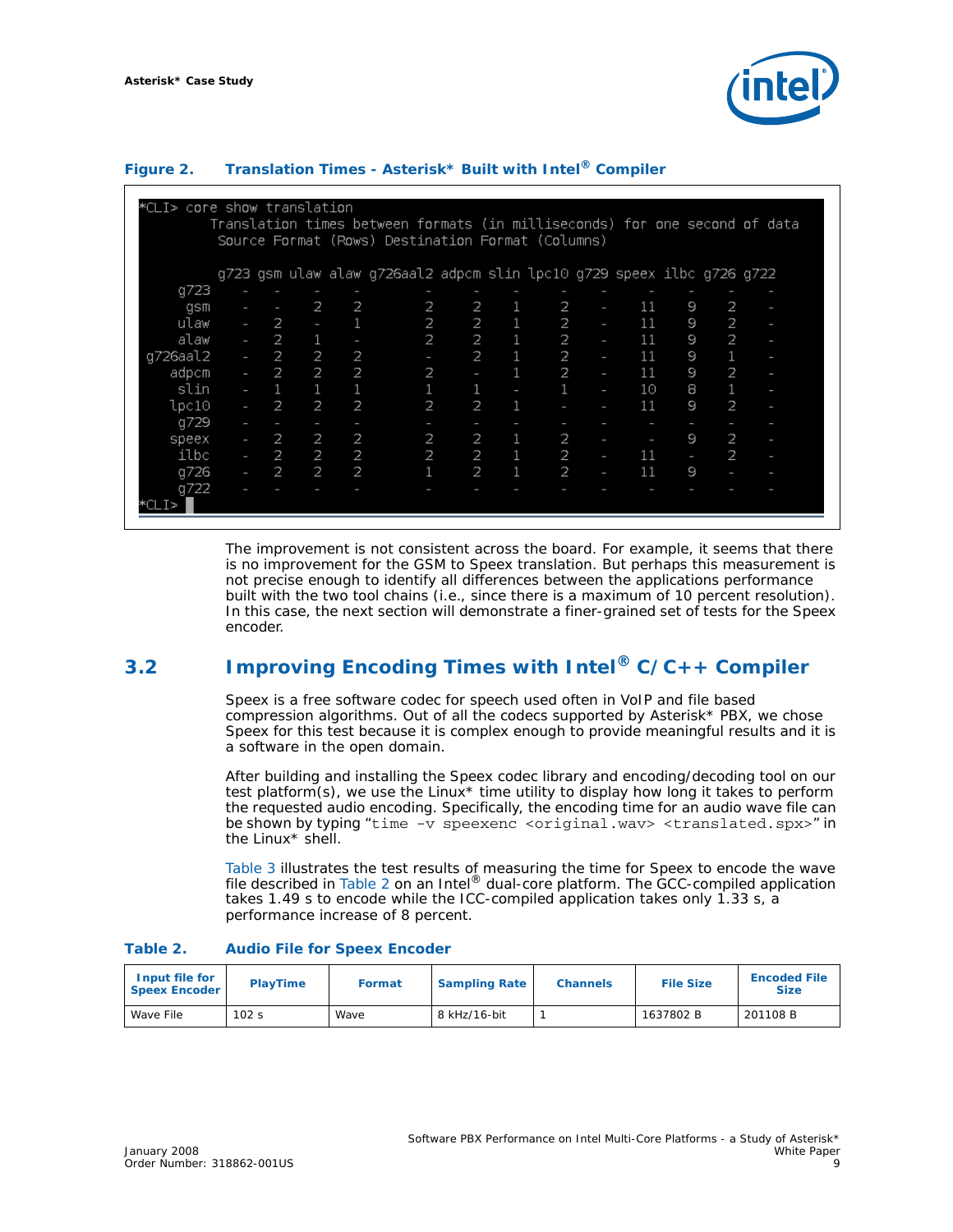**Figure 2. Translation Times - Asterisk* Built with Intel® Compiler**

```
*CLI> core show translation
         Translation times between formats (in milliseconds) for one second of data
          Source Format (Rows) Destination Format (Columns)

          g723 gsm ulaw alaw g726aal2 adpcm slin lpc10 g729 speex ilbc g726 g722
     g723    -    -    -    -       -     -    -     -    -     -    -    -    -
      gsm    -    -    2    2       2     2    1     2    -    11    9    2    -
     ulaw    -    2    -    1       2     2    1     2    -    11    9    2    -
     alaw    -    2    1    -       2     2    1     2    -    11    9    2    -
 g726aal2    -    2    2    2       -     2    1     2    -    11    9    1    -
    adpcm    -    2    2    2       2     -    1     2    -    11    9    2    -
     slin    -    1    1    1       1     1    -     1    -    10    8    1    -
    lpc10    -    2    2    2       2     2    1     -    -    11    9    2    -
     g729    -    -    -    -       -     -    -     -    -     -    -    -    -
    speex    -    2    2    2       2     2    1     2    -     -    9    2    -
     ilbc    -    2    2    2       2     2    1     2    -    11    -    2    -
     g726    -    2    2    2       1     2    1     2    -    11    9    -    -
     g722    -    -    -    -       -     -    -     -    -     -    -    -    -
*CLI>
```

The improvement is not consistent across the board. For example, it seems that there is no improvement for the GSM to Speex translation. But perhaps this measurement is not precise enough to identify all differences between the applications performance built with the two tool chains (i.e., since there is a maximum of 10 percent resolution). In this case, the next section will demonstrate a finer-grained set of tests for the Speex encoder.

## 3.2 Improving Encoding Times with Intel® C/C++ Compiler

Speex is a free software codec for speech used often in VoIP and file based compression algorithms. Out of all the codecs supported by Asterisk* PBX, we chose Speex for this test because it is complex enough to provide meaningful results and it is a software in the open domain.

After building and installing the Speex codec library and encoding/decoding tool on our test platform(s), we use the Linux* time utility to display how long it takes to perform the requested audio encoding. Specifically, the encoding time for an audio wave file can be shown by typing "`time –v speexenc <original.wav> <translated.spx>`" in the Linux* shell.

Table 3 illustrates the test results of measuring the time for Speex to encode the wave file described in Table 2 on an Intel® dual-core platform. The GCC-compiled application takes 1.49 s to encode while the ICC-compiled application takes only 1.33 s, a performance increase of 8 percent.

**Table 2. Audio File for Speex Encoder**

| Input file for Speex Encoder | PlayTime | Format | Sampling Rate | Channels | File Size | Encoded File Size |
|---|---|---|---|---|---|---|
| Wave File | 102 s | Wave | 8 kHz/16-bit | 1 | 1637802 B | 201108 B |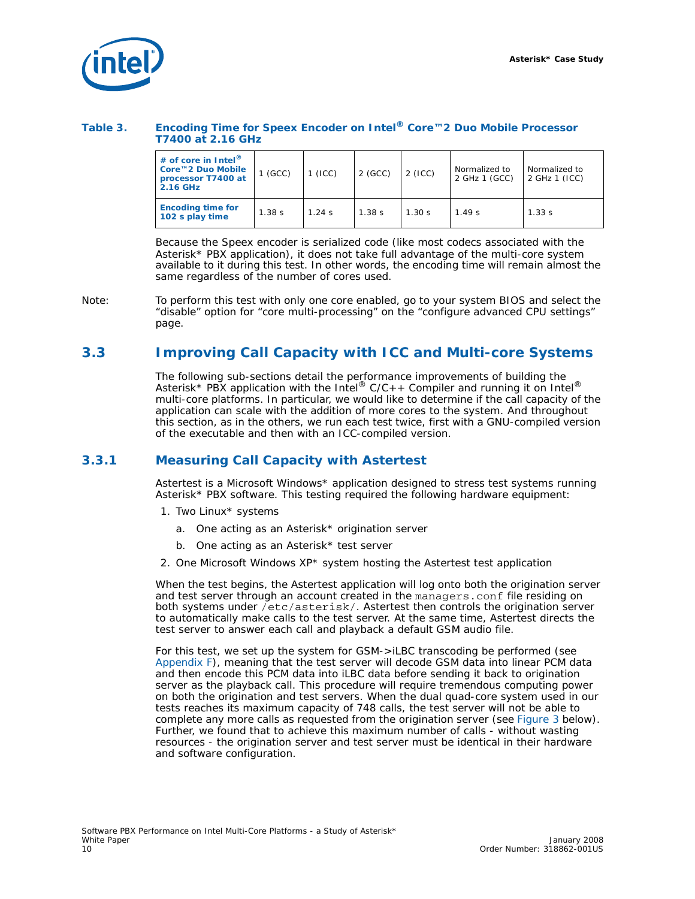**Table 3. Encoding Time for Speex Encoder on Intel® Core™2 Duo Mobile Processor T7400 at 2.16 GHz**

| # of core in Intel® Core™2 Duo Mobile processor T7400 at 2.16 GHz | 1 (GCC) | 1 (ICC) | 2 (GCC) | 2 (ICC) | Normalized to 2 GHz 1 (GCC) | Normalized to 2 GHz 1 (ICC) |
|---|---|---|---|---|---|---|
| Encoding time for 102 s play time | 1.38 s | 1.24 s | 1.38 s | 1.30 s | 1.49 s | 1.33 s |

Because the Speex encoder is serialized code (like most codecs associated with the Asterisk* PBX application), it does not take full advantage of the multi-core system available to it during this test. In other words, the encoding time will remain almost the same regardless of the number of cores used.

Note: To perform this test with only one core enabled, go to your system BIOS and select the "disable" option for "core multi-processing" on the "configure advanced CPU settings" page.

## 3.3 Improving Call Capacity with ICC and Multi-core Systems

The following sub-sections detail the performance improvements of building the Asterisk* PBX application with the Intel® C/C++ Compiler and running it on Intel® multi-core platforms. In particular, we would like to determine if the call capacity of the application can scale with the addition of more cores to the system. And throughout this section, as in the others, we run each test twice, first with a GNU-compiled version of the executable and then with an ICC-compiled version.

### 3.3.1 Measuring Call Capacity with Astertest

Astertest is a Microsoft Windows* application designed to stress test systems running Asterisk* PBX software. This testing required the following hardware equipment:

1. Two Linux* systems
   a. One acting as an Asterisk* origination server
   b. One acting as an Asterisk* test server
2. One Microsoft Windows XP* system hosting the Astertest test application

When the test begins, the Astertest application will log onto both the origination server and test server through an account created in the `managers.conf` file residing on both systems under `/etc/asterisk/`. Astertest then controls the origination server to automatically make calls to the test server. At the same time, Astertest directs the test server to answer each call and playback a default GSM audio file.

For this test, we set up the system for GSM->iLBC transcoding be performed (see Appendix F), meaning that the test server will decode GSM data into linear PCM data and then encode this PCM data into iLBC data before sending it back to origination server as the playback call. This procedure will require tremendous computing power on both the origination and test servers. When the dual quad-core system used in our tests reaches its maximum capacity of 748 calls, the test server will not be able to complete any more calls as requested from the origination server (see Figure 3 below). Further, we found that to achieve this maximum number of calls - without wasting resources - the origination server and test server must be identical in their hardware and software configuration.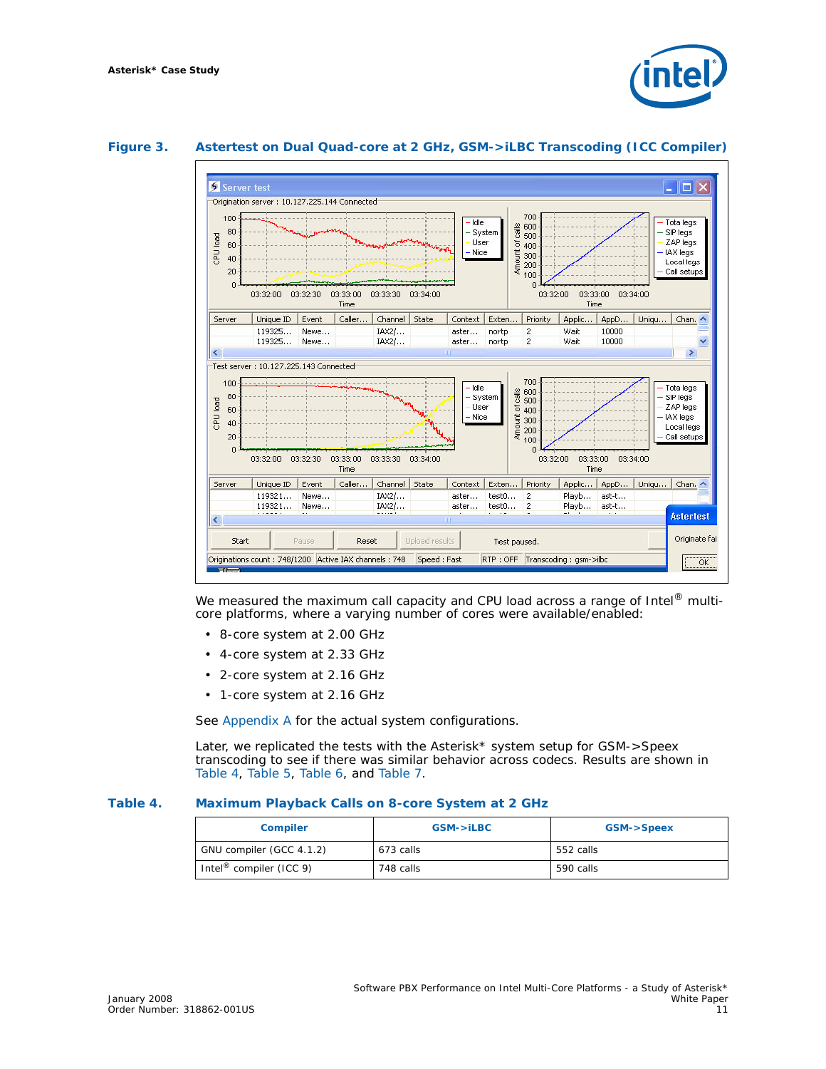**Figure 3. Astertest on Dual Quad-core at 2 GHz, GSM->iLBC Transcoding (ICC Compiler)**

We measured the maximum call capacity and CPU load across a range of Intel® multi-core platforms, where a varying number of cores were available/enabled:

- 8-core system at 2.00 GHz
- 4-core system at 2.33 GHz
- 2-core system at 2.16 GHz
- 1-core system at 2.16 GHz

See Appendix A for the actual system configurations.

Later, we replicated the tests with the Asterisk* system setup for GSM->Speex transcoding to see if there was similar behavior across codecs. Results are shown in Table 4, Table 5, Table 6, and Table 7.

**Table 4. Maximum Playback Calls on 8-core System at 2 GHz**

| Compiler | GSM->iLBC | GSM->Speex |
|---|---|---|
| GNU compiler (GCC 4.1.2) | 673 calls | 552 calls |
| Intel® compiler (ICC 9) | 748 calls | 590 calls |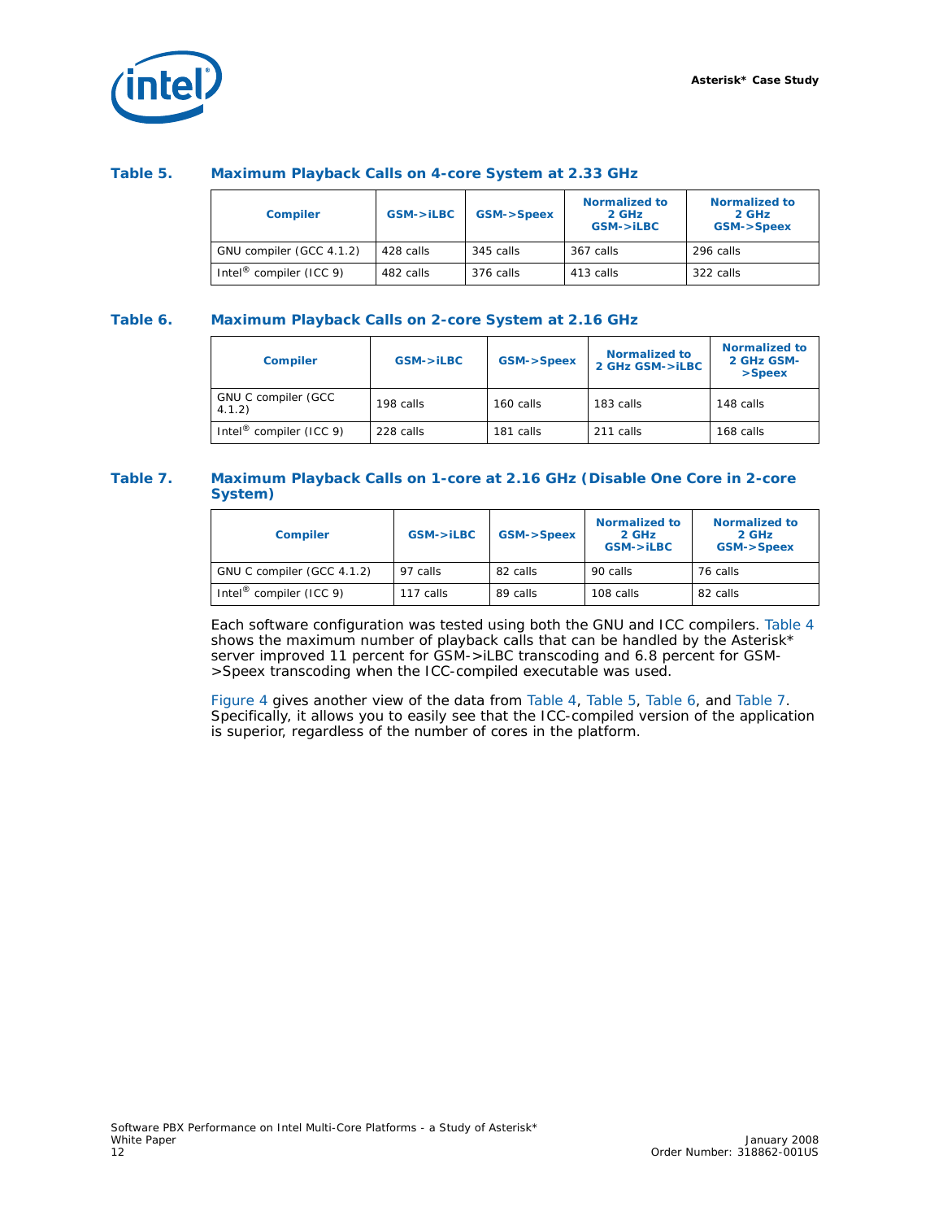**Table 5. Maximum Playback Calls on 4-core System at 2.33 GHz**

| Compiler | GSM->iLBC | GSM->Speex | Normalized to 2 GHz GSM->iLBC | Normalized to 2 GHz GSM->Speex |
|---|---|---|---|---|
| GNU compiler (GCC 4.1.2) | 428 calls | 345 calls | 367 calls | 296 calls |
| Intel® compiler (ICC 9) | 482 calls | 376 calls | 413 calls | 322 calls |

**Table 6. Maximum Playback Calls on 2-core System at 2.16 GHz**

| Compiler | GSM->iLBC | GSM->Speex | Normalized to 2 GHz GSM->iLBC | Normalized to 2 GHz GSM->Speex |
|---|---|---|---|---|
| GNU C compiler (GCC 4.1.2) | 198 calls | 160 calls | 183 calls | 148 calls |
| Intel® compiler (ICC 9) | 228 calls | 181 calls | 211 calls | 168 calls |

**Table 7. Maximum Playback Calls on 1-core at 2.16 GHz (Disable One Core in 2-core System)**

| Compiler | GSM->iLBC | GSM->Speex | Normalized to 2 GHz GSM->iLBC | Normalized to 2 GHz GSM->Speex |
|---|---|---|---|---|
| GNU C compiler (GCC 4.1.2) | 97 calls | 82 calls | 90 calls | 76 calls |
| Intel® compiler (ICC 9) | 117 calls | 89 calls | 108 calls | 82 calls |

Each software configuration was tested using both the GNU and ICC compilers. Table 4 shows the maximum number of playback calls that can be handled by the Asterisk* server improved 11 percent for GSM->iLBC transcoding and 6.8 percent for GSM->Speex transcoding when the ICC-compiled executable was used.

Figure 4 gives another view of the data from Table 4, Table 5, Table 6, and Table 7. Specifically, it allows you to easily see that the ICC-compiled version of the application is superior, regardless of the number of cores in the platform.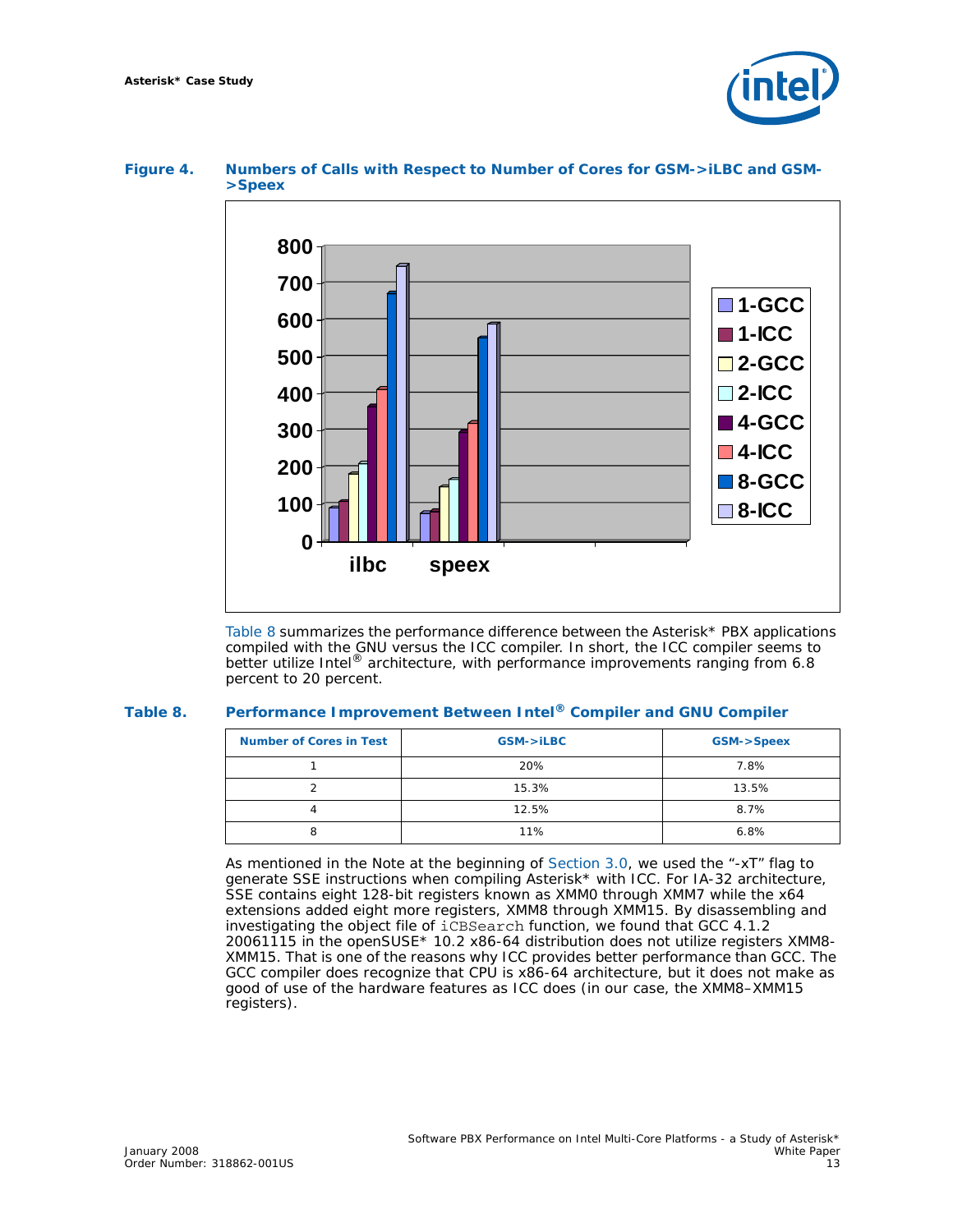**Figure 4. Numbers of Calls with Respect to Number of Cores for GSM->iLBC and GSM->Speex**

800
700
600
500
400
300
200
100
0

ilbc
speex

1-GCC
1-ICC
2-GCC
2-ICC
4-GCC
4-ICC
8-GCC
8-ICC

Table 8 summarizes the performance difference between the Asterisk* PBX applications compiled with the GNU versus the ICC compiler. In short, the ICC compiler seems to better utilize Intel® architecture, with performance improvements ranging from 6.8 percent to 20 percent.

**Table 8. Performance Improvement Between Intel® Compiler and GNU Compiler**

| Number of Cores in Test | GSM->iLBC | GSM->Speex |
|---|---|---|
| 1 | 20% | 7.8% |
| 2 | 15.3% | 13.5% |
| 4 | 12.5% | 8.7% |
| 8 | 11% | 6.8% |

As mentioned in the Note at the beginning of Section 3.0, we used the "-xT" flag to generate SSE instructions when compiling Asterisk* with ICC. For IA-32 architecture, SSE contains eight 128-bit registers known as XMM0 through XMM7 while the x64 extensions added eight more registers, XMM8 through XMM15. By disassembling and investigating the object file of `iCBSearch` function, we found that GCC 4.1.2 20061115 in the openSUSE* 10.2 x86-64 distribution does not utilize registers XMM8-XMM15. That is one of the reasons why ICC provides better performance than GCC. The GCC compiler does recognize that CPU is x86-64 architecture, but it does not make as good of use of the hardware features as ICC does (in our case, the XMM8–XMM15 registers).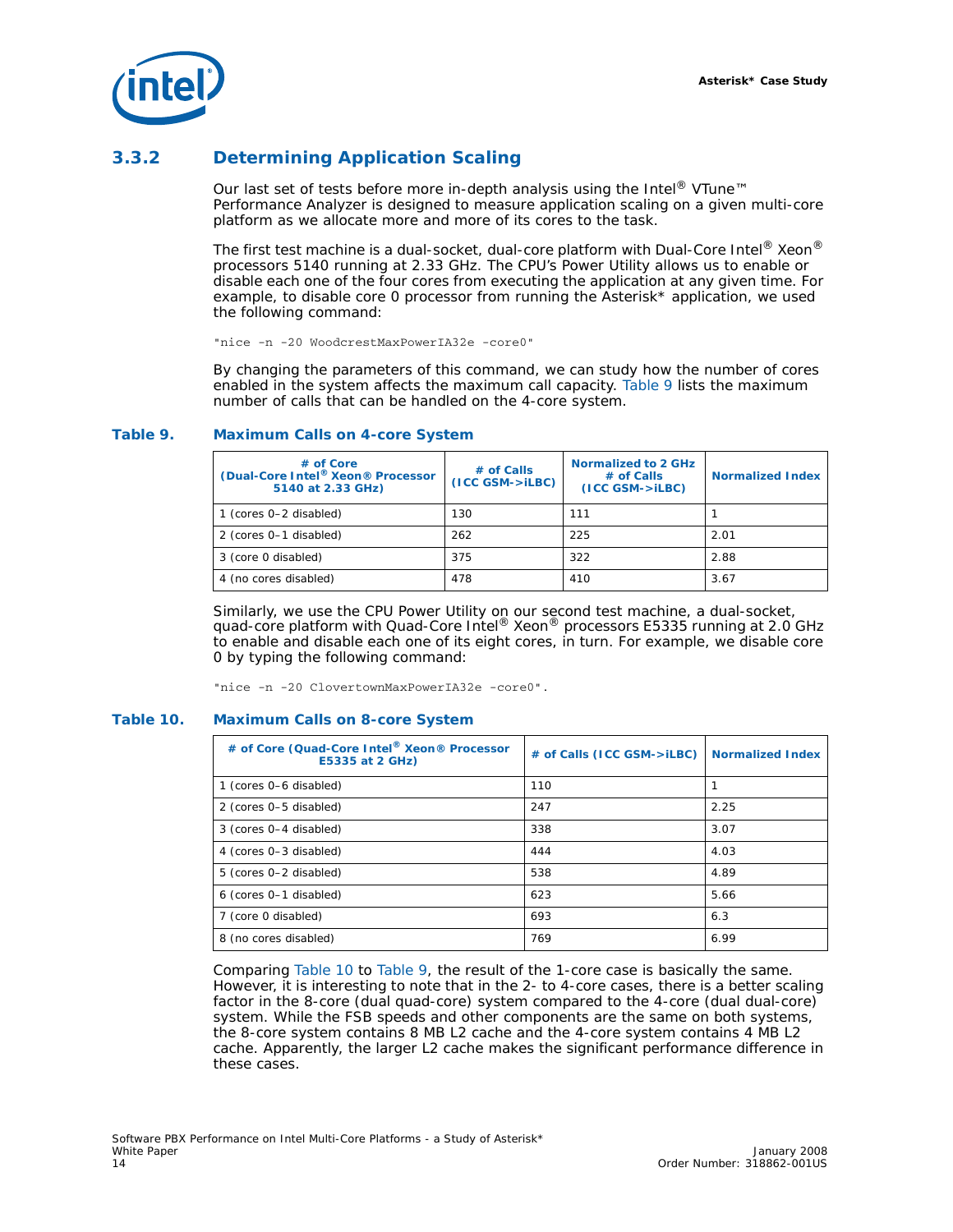### 3.3.2 Determining Application Scaling

Our last set of tests before more in-depth analysis using the Intel® VTune™ Performance Analyzer is designed to measure application scaling on a given multi-core platform as we allocate more and more of its cores to the task.

The first test machine is a dual-socket, dual-core platform with Dual-Core Intel® Xeon® processors 5140 running at 2.33 GHz. The CPU's Power Utility allows us to enable or disable each one of the four cores from executing the application at any given time. For example, to disable core 0 processor from running the Asterisk* application, we used the following command:

```
"nice -n -20 WoodcrestMaxPowerIA32e -core0"
```

By changing the parameters of this command, we can study how the number of cores enabled in the system affects the maximum call capacity. Table 9 lists the maximum number of calls that can be handled on the 4-core system.

**Table 9. Maximum Calls on 4-core System**

| # of Core (Dual-Core Intel® Xeon® Processor 5140 at 2.33 GHz) | # of Calls (ICC GSM->iLBC) | Normalized to 2 GHz # of Calls (ICC GSM->iLBC) | Normalized Index |
|---|---|---|---|
| 1 (cores 0–2 disabled) | 130 | 111 | 1 |
| 2 (cores 0–1 disabled) | 262 | 225 | 2.01 |
| 3 (core 0 disabled) | 375 | 322 | 2.88 |
| 4 (no cores disabled) | 478 | 410 | 3.67 |

Similarly, we use the CPU Power Utility on our second test machine, a dual-socket, quad-core platform with Quad-Core Intel® Xeon® processors E5335 running at 2.0 GHz to enable and disable each one of its eight cores, in turn. For example, we disable core 0 by typing the following command:

```
"nice -n -20 ClovertownMaxPowerIA32e -core0".
```

**Table 10. Maximum Calls on 8-core System**

| # of Core (Quad-Core Intel® Xeon® Processor E5335 at 2 GHz) | # of Calls (ICC GSM->iLBC) | Normalized Index |
|---|---|---|
| 1 (cores 0–6 disabled) | 110 | 1 |
| 2 (cores 0–5 disabled) | 247 | 2.25 |
| 3 (cores 0–4 disabled) | 338 | 3.07 |
| 4 (cores 0–3 disabled) | 444 | 4.03 |
| 5 (cores 0–2 disabled) | 538 | 4.89 |
| 6 (cores 0–1 disabled) | 623 | 5.66 |
| 7 (core 0 disabled) | 693 | 6.3 |
| 8 (no cores disabled) | 769 | 6.99 |

Comparing Table 10 to Table 9, the result of the 1-core case is basically the same. However, it is interesting to note that in the 2- to 4-core cases, there is a better scaling factor in the 8-core (dual quad-core) system compared to the 4-core (dual dual-core) system. While the FSB speeds and other components are the same on both systems, the 8-core system contains 8 MB L2 cache and the 4-core system contains 4 MB L2 cache. Apparently, the larger L2 cache makes the significant performance difference in these cases.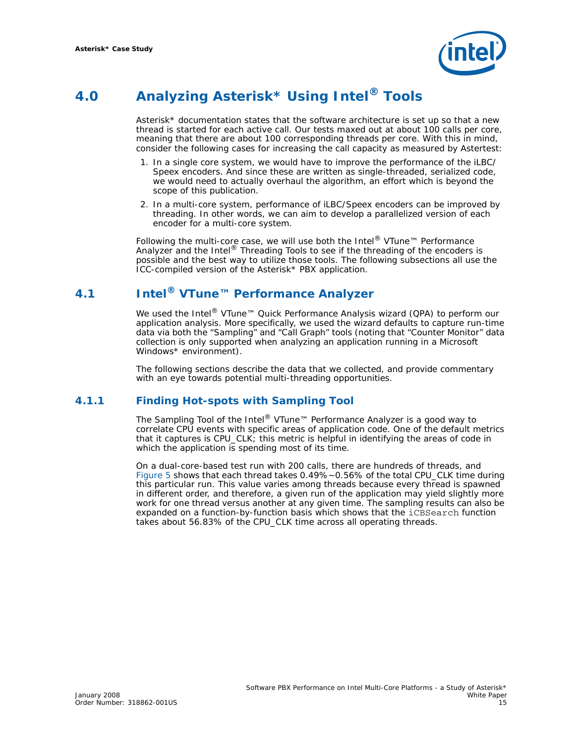# 4.0 Analyzing Asterisk* Using Intel® Tools

Asterisk* documentation states that the software architecture is set up so that a new thread is started for each active call. Our tests maxed out at about 100 calls per core, meaning that there are about 100 corresponding threads per core. With this in mind, consider the following cases for increasing the call capacity as measured by Astertest:

1. In a single core system, we would have to improve the performance of the iLBC/Speex encoders. And since these are written as single-threaded, serialized code, we would need to actually overhaul the algorithm, an effort which is beyond the scope of this publication.
2. In a multi-core system, performance of iLBC/Speex encoders can be improved by threading. In other words, we can aim to develop a parallelized version of each encoder for a multi-core system.

Following the multi-core case, we will use both the Intel® VTune™ Performance Analyzer and the Intel® Threading Tools to see if the threading of the encoders is possible and the best way to utilize those tools. The following subsections all use the ICC-compiled version of the Asterisk* PBX application.

## 4.1 Intel® VTune™ Performance Analyzer

We used the Intel® VTune™ Quick Performance Analysis wizard (QPA) to perform our application analysis. More specifically, we used the wizard defaults to capture run-time data via both the "Sampling" and "Call Graph" tools (noting that "Counter Monitor" data collection is only supported when analyzing an application running in a Microsoft Windows* environment).

The following sections describe the data that we collected, and provide commentary with an eye towards potential multi-threading opportunities.

### 4.1.1 Finding Hot-spots with Sampling Tool

The Sampling Tool of the Intel® VTune™ Performance Analyzer is a good way to correlate CPU events with specific areas of application code. One of the default metrics that it captures is CPU_CLK; this metric is helpful in identifying the areas of code in which the application is spending most of its time.

On a dual-core-based test run with 200 calls, there are hundreds of threads, and Figure 5 shows that each thread takes 0.49%~0.56% of the total CPU_CLK time during this particular run. This value varies among threads because every thread is spawned in different order, and therefore, a given run of the application may yield slightly more work for one thread versus another at any given time. The sampling results can also be expanded on a function-by-function basis which shows that the `iCBSearch` function takes about 56.83% of the CPU_CLK time across all operating threads.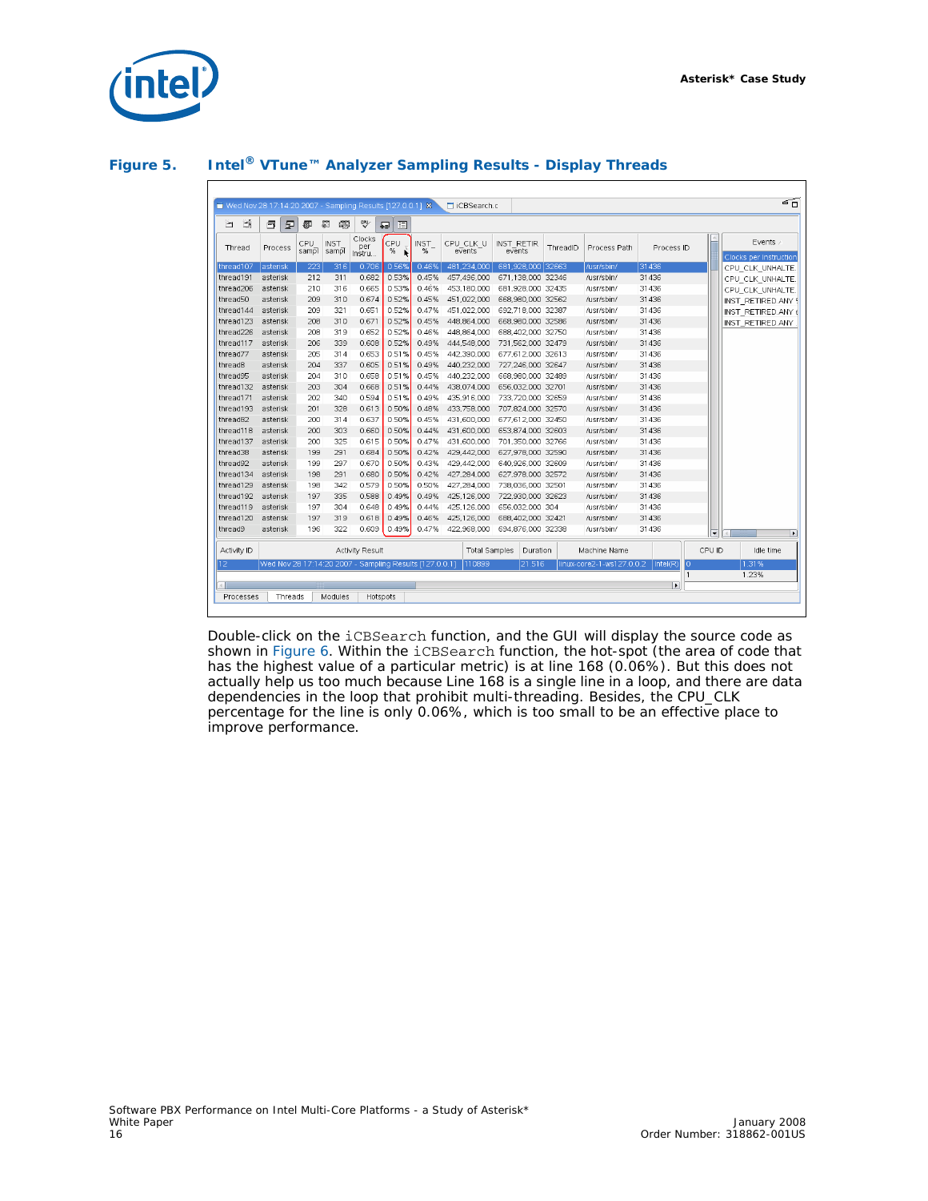## Figure 5. Intel® VTune™ Analyzer Sampling Results - Display Threads

| Thread | Process | CPU sampl | INST sampl | Clocks per Instru... | CPU % | INST % | CPU_CLK_U events | INST_RETIR events | ThreadID | Process Path | Process ID |
|---|---|---|---|---|---|---|---|---|---|---|---|
| thread107 | asterisk | 223 | 316 | 0.706 | 0.56% | 0.46% | 481,234,000 | 681,928,000 | 32663 | /usr/sbin/ | 31436 |
| thread191 | asterisk | 212 | 311 | 0.682 | 0.53% | 0.45% | 457,496,000 | 671,138,000 | 32346 | /usr/sbin/ | 31436 |
| thread206 | asterisk | 210 | 316 | 0.665 | 0.53% | 0.46% | 453,180,000 | 681,928,000 | 32435 | /usr/sbin/ | 31436 |
| thread50 | asterisk | 209 | 310 | 0.674 | 0.52% | 0.45% | 451,022,000 | 668,980,000 | 32562 | /usr/sbin/ | 31436 |
| thread144 | asterisk | 209 | 321 | 0.651 | 0.52% | 0.47% | 451,022,000 | 692,718,000 | 32387 | /usr/sbin/ | 31436 |
| thread123 | asterisk | 208 | 310 | 0.671 | 0.52% | 0.45% | 448,864,000 | 668,980,000 | 32586 | /usr/sbin/ | 31436 |
| thread226 | asterisk | 208 | 319 | 0.652 | 0.52% | 0.46% | 448,864,000 | 688,402,000 | 32750 | /usr/sbin/ | 31436 |
| thread117 | asterisk | 206 | 339 | 0.608 | 0.52% | 0.49% | 444,548,000 | 731,562,000 | 32479 | /usr/sbin/ | 31436 |
| thread77 | asterisk | 205 | 314 | 0.653 | 0.51% | 0.45% | 442,390,000 | 677,612,000 | 32613 | /usr/sbin/ | 31436 |
| thread8 | asterisk | 204 | 337 | 0.605 | 0.51% | 0.49% | 440,232,000 | 727,246,000 | 32647 | /usr/sbin/ | 31436 |
| thread95 | asterisk | 204 | 310 | 0.658 | 0.51% | 0.45% | 440,232,000 | 668,980,000 | 32489 | /usr/sbin/ | 31436 |
| thread132 | asterisk | 203 | 304 | 0.668 | 0.51% | 0.44% | 438,074,000 | 656,032,000 | 32701 | /usr/sbin/ | 31436 |
| thread171 | asterisk | 202 | 340 | 0.594 | 0.51% | 0.49% | 435,916,000 | 733,720,000 | 32659 | /usr/sbin/ | 31436 |
| thread193 | asterisk | 201 | 328 | 0.613 | 0.50% | 0.48% | 433,758,000 | 707,824,000 | 32570 | /usr/sbin/ | 31436 |
| thread82 | asterisk | 200 | 314 | 0.637 | 0.50% | 0.45% | 431,600,000 | 677,612,000 | 32450 | /usr/sbin/ | 31436 |
| thread118 | asterisk | 200 | 303 | 0.660 | 0.50% | 0.44% | 431,600,000 | 653,874,000 | 32603 | /usr/sbin/ | 31436 |
| thread137 | asterisk | 200 | 325 | 0.615 | 0.50% | 0.47% | 431,600,000 | 701,350,000 | 32766 | /usr/sbin/ | 31436 |
| thread38 | asterisk | 199 | 291 | 0.684 | 0.50% | 0.42% | 429,442,000 | 627,978,000 | 32590 | /usr/sbin/ | 31436 |
| thread92 | asterisk | 199 | 297 | 0.670 | 0.50% | 0.43% | 429,442,000 | 640,926,000 | 32609 | /usr/sbin/ | 31436 |
| thread134 | asterisk | 198 | 291 | 0.680 | 0.50% | 0.42% | 427,284,000 | 627,978,000 | 32572 | /usr/sbin/ | 31436 |
| thread129 | asterisk | 198 | 342 | 0.579 | 0.50% | 0.50% | 427,284,000 | 738,036,000 | 32501 | /usr/sbin/ | 31436 |
| thread192 | asterisk | 197 | 335 | 0.588 | 0.49% | 0.49% | 425,126,000 | 722,930,000 | 32623 | /usr/sbin/ | 31436 |
| thread119 | asterisk | 197 | 304 | 0.648 | 0.49% | 0.44% | 425,126,000 | 656,032,000 | 304 | /usr/sbin/ | 31436 |
| thread120 | asterisk | 197 | 319 | 0.618 | 0.49% | 0.46% | 425,126,000 | 688,402,000 | 32421 | /usr/sbin/ | 31436 |
| thread9 | asterisk | 196 | 322 | 0.609 | 0.49% | 0.47% | 422,968,000 | 694,876,000 | 32338 | /usr/sbin/ | 31436 |

Double-click on the iCBSearch function, and the GUI will display the source code as shown in Figure 6. Within the iCBSearch function, the hot-spot (the area of code that has the highest value of a particular metric) is at line 168 (0.06%). But this does not actually help us too much because Line 168 is a single line in a loop, and there are data dependencies in the loop that prohibit multi-threading. Besides, the CPU_CLK percentage for the line is only 0.06%, which is too small to be an effective place to improve performance.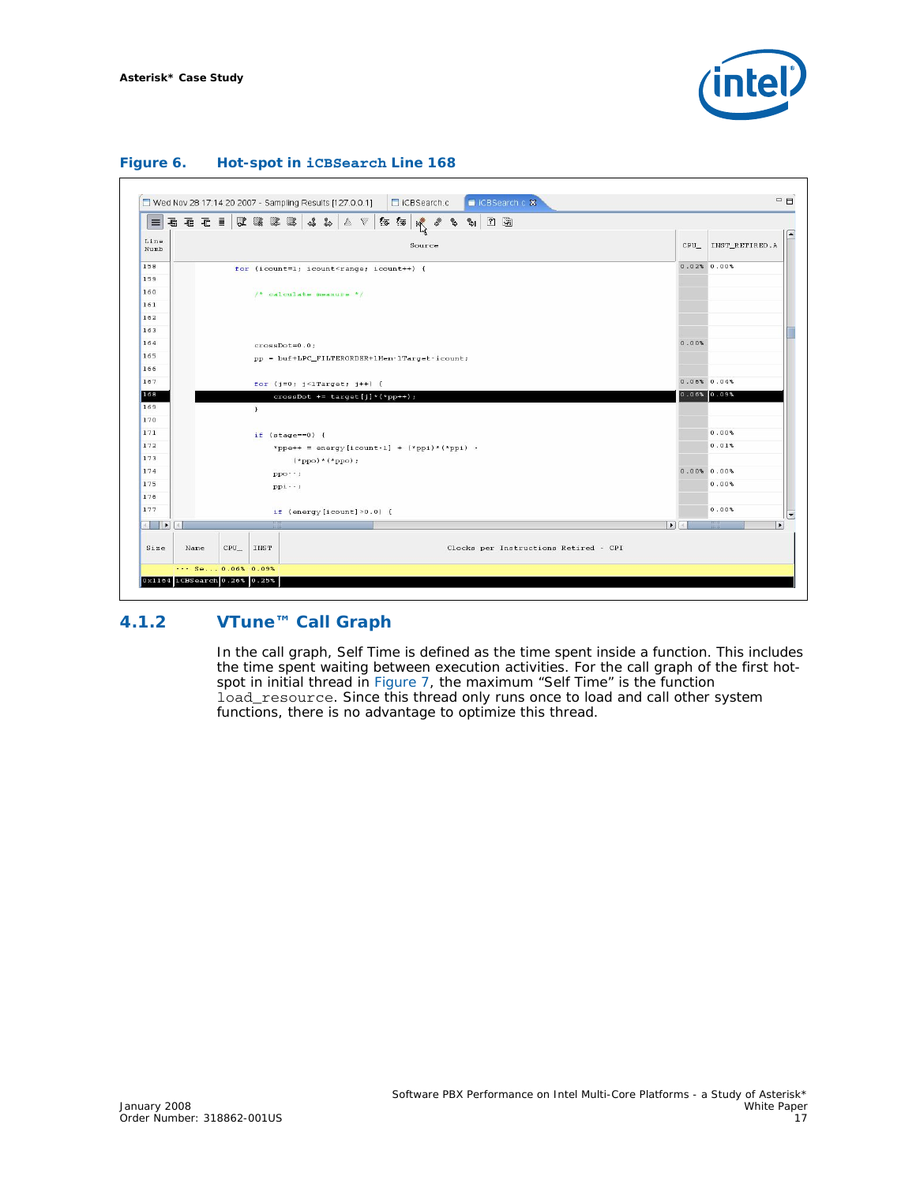**Figure 6. Hot-spot in `iCBSearch` Line 168**

```
for (icount=1; icount<range; icount++) {

    /* calculate measure */



    crossDot=0.0;
    pp = buf+LPC_FILTERORDER+lMem-lTarget-icount;

    for (j=0; j<lTarget; j++) {
        crossDot += target[j]*(*pp++);
    }

    if (stage==0) {
        *ppe++ = energy[icount-1] + (*ppi)*(*ppi) -
            (*ppo)*(*ppo);
        ppo--;
        ppi--;

        if (energy[icount]>0.0) {
```

### 4.1.2 VTune™ Call Graph

In the call graph, Self Time is defined as the time spent inside a function. This includes the time spent waiting between execution activities. For the call graph of the first hot-spot in initial thread in Figure 7, the maximum "Self Time" is the function `load_resource`. Since this thread only runs once to load and call other system functions, there is no advantage to optimize this thread.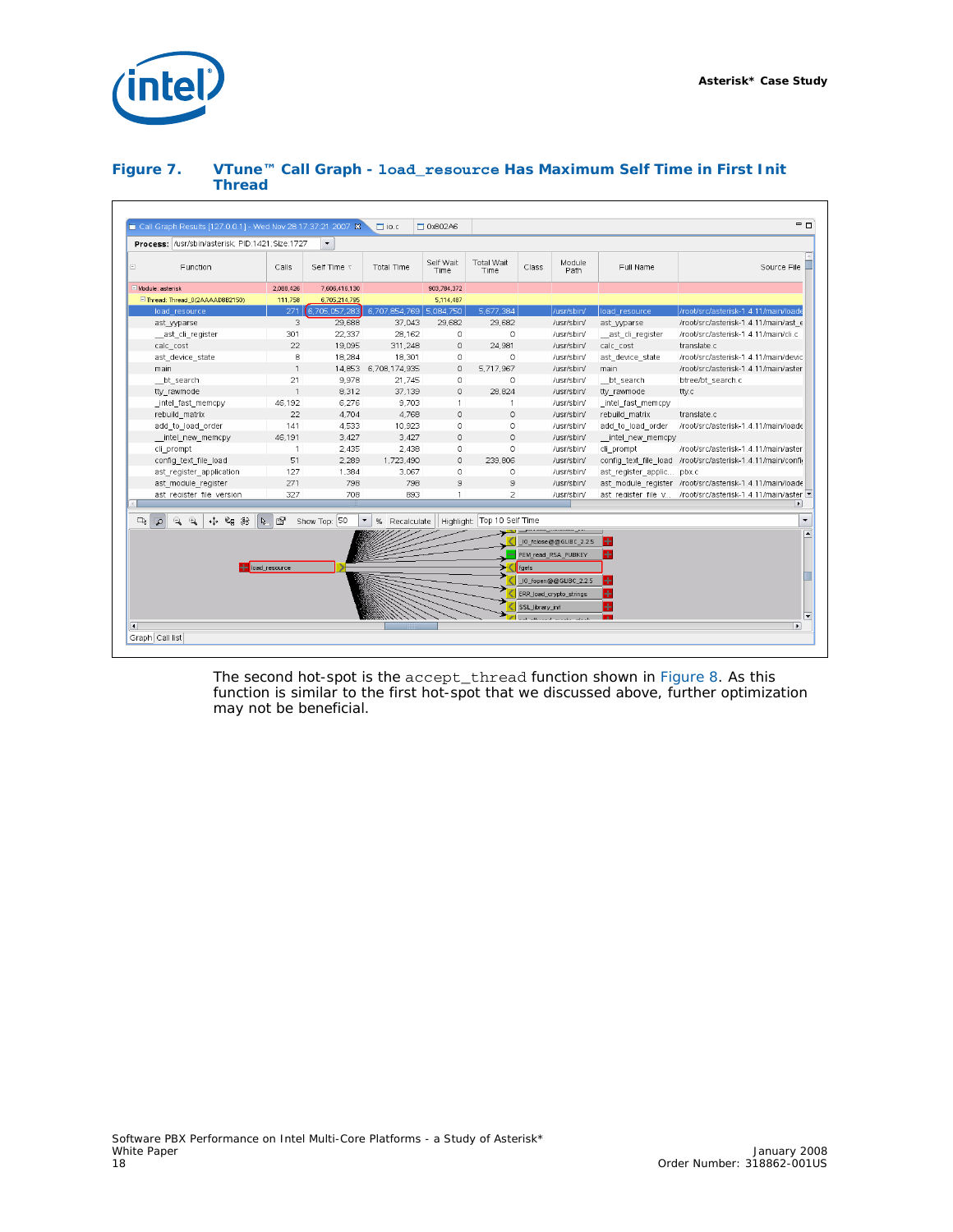## Figure 7. VTune™ Call Graph - `load_resource` Has Maximum Self Time in First Init Thread

The second hot-spot is the `accept_thread` function shown in Figure 8. As this function is similar to the first hot-spot that we discussed above, further optimization may not be beneficial.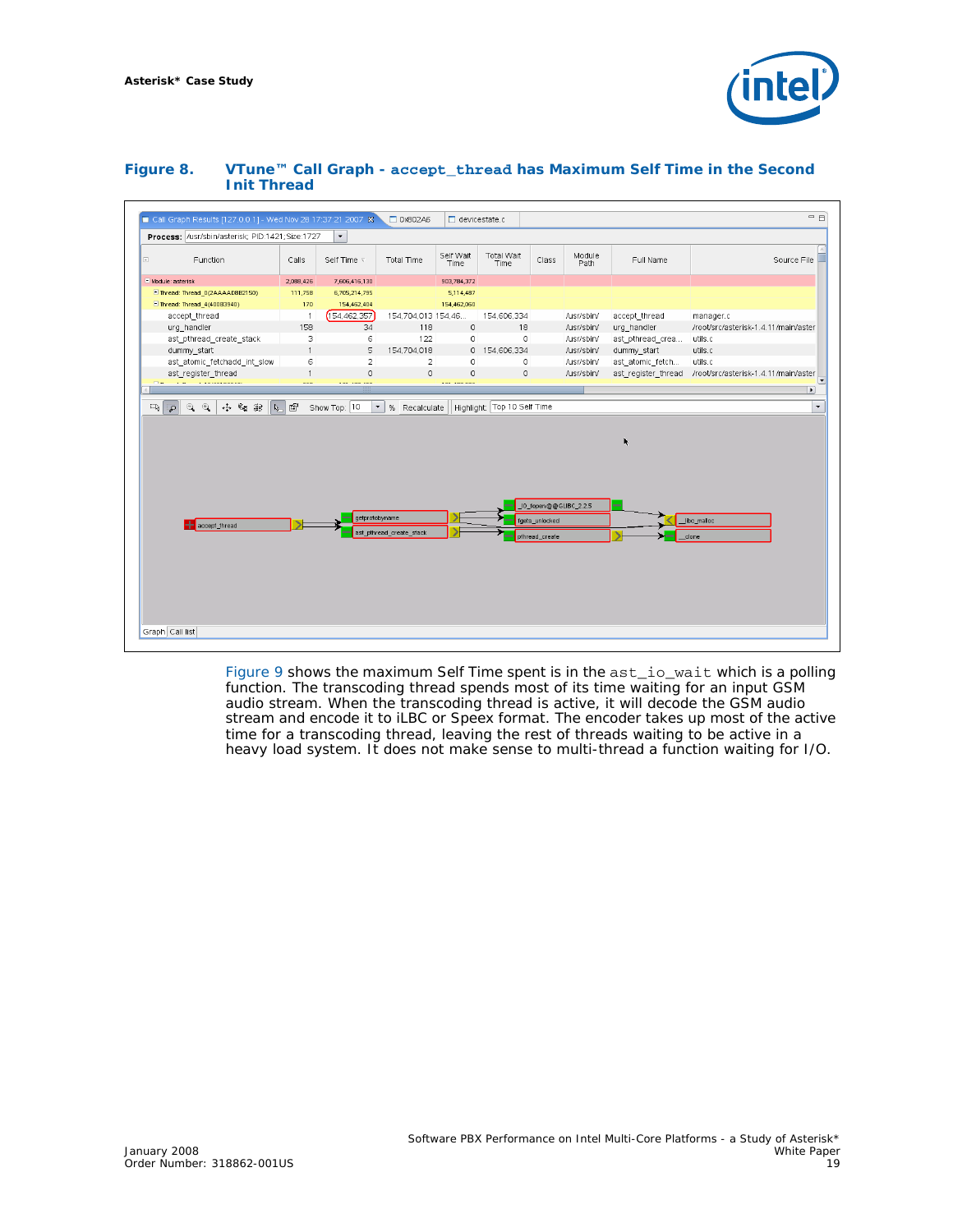**Figure 8. VTune™ Call Graph - `accept_thread` has Maximum Self Time in the Second Init Thread**

Figure 9 shows the maximum Self Time spent is in the `ast_io_wait` which is a polling function. The transcoding thread spends most of its time waiting for an input GSM audio stream. When the transcoding thread is active, it will decode the GSM audio stream and encode it to iLBC or Speex format. The encoder takes up most of the active time for a transcoding thread, leaving the rest of threads waiting to be active in a heavy load system. It does not make sense to multi-thread a function waiting for I/O.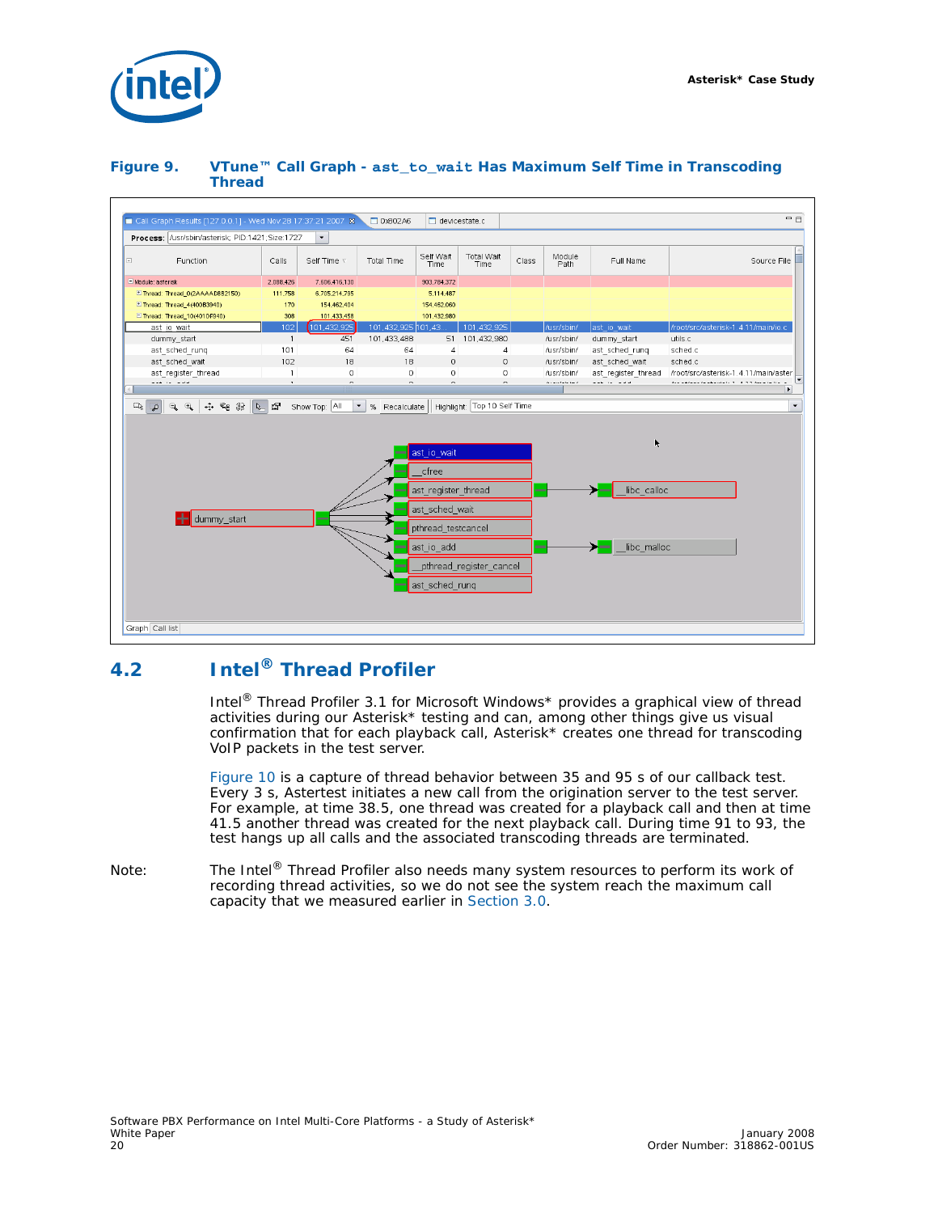**Figure 9. VTune™ Call Graph - `ast_to_wait` Has Maximum Self Time in Transcoding Thread**

## 4.2 Intel® Thread Profiler

Intel® Thread Profiler 3.1 for Microsoft Windows* provides a graphical view of thread activities during our Asterisk* testing and can, among other things give us visual confirmation that for each playback call, Asterisk* creates one thread for transcoding VoIP packets in the test server.

Figure 10 is a capture of thread behavior between 35 and 95 s of our callback test. Every 3 s, Astertest initiates a new call from the origination server to the test server. For example, at time 38.5, one thread was created for a playback call and then at time 41.5 another thread was created for the next playback call. During time 91 to 93, the test hangs up all calls and the associated transcoding threads are terminated.

Note: The Intel® Thread Profiler also needs many system resources to perform its work of recording thread activities, so we do not see the system reach the maximum call capacity that we measured earlier in Section 3.0.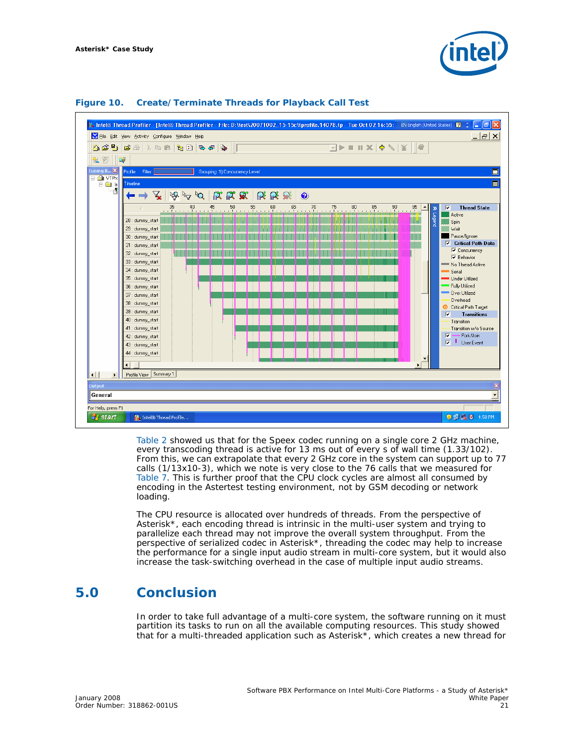**Figure 10. Create/Terminate Threads for Playback Call Test**

Table 2 showed us that for the Speex codec running on a single core 2 GHz machine, every transcoding thread is active for 13 ms out of every s of wall time (1.33/102). From this, we can extrapolate that every 2 GHz core in the system can support up to 77 calls (1/13x10-3), which we note is very close to the 76 calls that we measured for Table 7. This is further proof that the CPU clock cycles are almost all consumed by encoding in the Astertest testing environment, not by GSM decoding or network loading.

The CPU resource is allocated over hundreds of threads. From the perspective of Asterisk*, each encoding thread is intrinsic in the multi-user system and trying to parallelize each thread may not improve the overall system throughput. From the perspective of serialized codec in Asterisk*, threading the codec may help to increase the performance for a single input audio stream in multi-core system, but it would also increase the task-switching overhead in the case of multiple input audio streams.

# 5.0 Conclusion

In order to take full advantage of a multi-core system, the software running on it must partition its tasks to run on all the available computing resources. This study showed that for a multi-threaded application such as Asterisk*, which creates a new thread for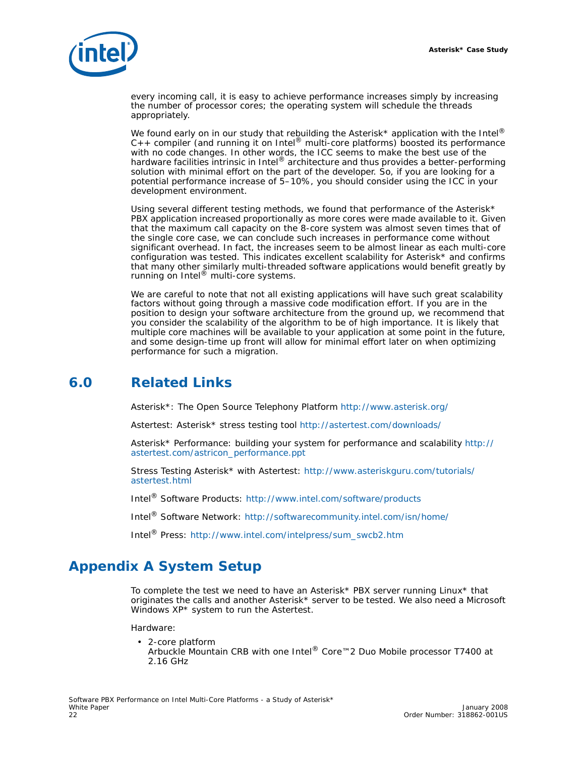every incoming call, it is easy to achieve performance increases simply by increasing the number of processor cores; the operating system will schedule the threads appropriately.

We found early on in our study that rebuilding the Asterisk* application with the Intel® C++ compiler (and running it on Intel® multi-core platforms) boosted its performance with no code changes. In other words, the ICC seems to make the best use of the hardware facilities intrinsic in Intel® architecture and thus provides a better-performing solution with minimal effort on the part of the developer. So, if you are looking for a potential performance increase of 5–10%, you should consider using the ICC in your development environment.

Using several different testing methods, we found that performance of the Asterisk* PBX application increased proportionally as more cores were made available to it. Given that the maximum call capacity on the 8-core system was almost seven times that of the single core case, we can conclude such increases in performance come without significant overhead. In fact, the increases seem to be almost linear as each multi-core configuration was tested. This indicates excellent scalability for Asterisk* and confirms that many other similarly multi-threaded software applications would benefit greatly by running on Intel® multi-core systems.

We are careful to note that not all existing applications will have such great scalability factors without going through a massive code modification effort. If you are in the position to design your software architecture from the ground up, we recommend that you consider the scalability of the algorithm to be of high importance. It is likely that multiple core machines will be available to your application at some point in the future, and some design-time up front will allow for minimal effort later on when optimizing performance for such a migration.

# 6.0 Related Links

Asterisk*: The Open Source Telephony Platform http://www.asterisk.org/

Astertest: Asterisk* stress testing tool http://astertest.com/downloads/

Asterisk* Performance: building your system for performance and scalability http://astertest.com/astricon_performance.ppt

Stress Testing Asterisk* with Astertest: http://www.asteriskguru.com/tutorials/astertest.html

Intel® Software Products: http://www.intel.com/software/products

Intel® Software Network: http://softwarecommunity.intel.com/isn/home/

Intel® Press: http://www.intel.com/intelpress/sum_swcb2.htm

# Appendix A System Setup

To complete the test we need to have an Asterisk* PBX server running Linux* that originates the calls and another Asterisk* server to be tested. We also need a Microsoft Windows XP* system to run the Astertest.

Hardware:

- 2-core platform
  Arbuckle Mountain CRB with one Intel® Core™2 Duo Mobile processor T7400 at 2.16 GHz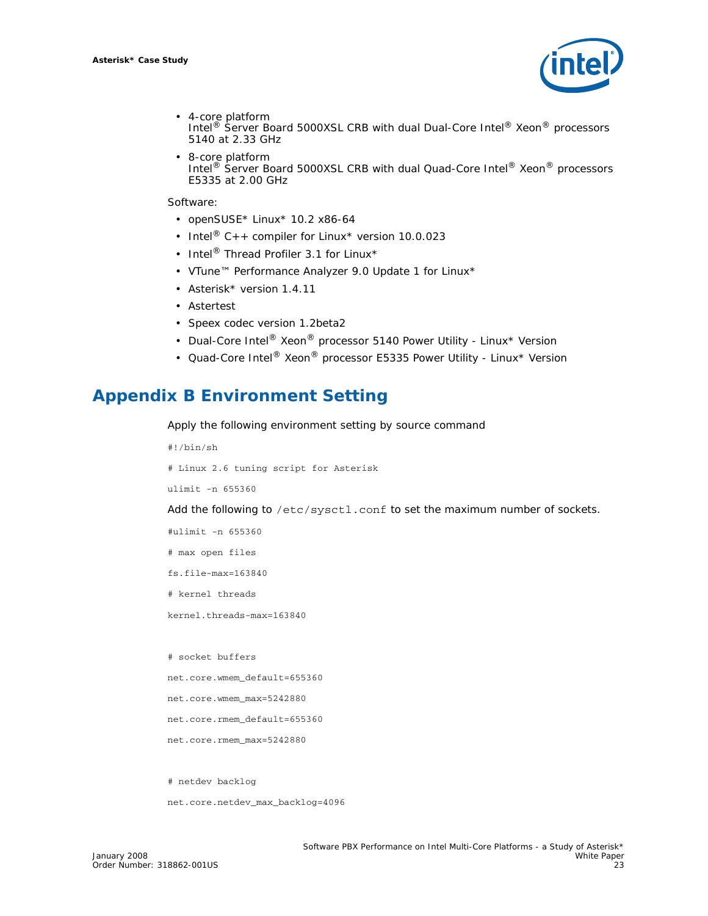- 4-core platform
  Intel® Server Board 5000XSL CRB with dual Dual-Core Intel® Xeon® processors 5140 at 2.33 GHz
- 8-core platform
  Intel® Server Board 5000XSL CRB with dual Quad-Core Intel® Xeon® processors E5335 at 2.00 GHz

Software:

- openSUSE* Linux* 10.2 x86-64
- Intel® C++ compiler for Linux* version 10.0.023
- Intel® Thread Profiler 3.1 for Linux*
- VTune™ Performance Analyzer 9.0 Update 1 for Linux*
- Asterisk* version 1.4.11
- Astertest
- Speex codec version 1.2beta2
- Dual-Core Intel® Xeon® processor 5140 Power Utility - Linux* Version
- Quad-Core Intel® Xeon® processor E5335 Power Utility - Linux* Version

# Appendix B Environment Setting

Apply the following environment setting by source command

```
#!/bin/sh

# Linux 2.6 tuning script for Asterisk

ulimit -n 655360
```

Add the following to `/etc/sysctl.conf` to set the maximum number of sockets.

```
#ulimit -n 655360

# max open files

fs.file-max=163840

# kernel threads

kernel.threads-max=163840


# socket buffers

net.core.wmem_default=655360

net.core.wmem_max=5242880

net.core.rmem_default=655360

net.core.rmem_max=5242880


# netdev backlog

net.core.netdev_max_backlog=4096
```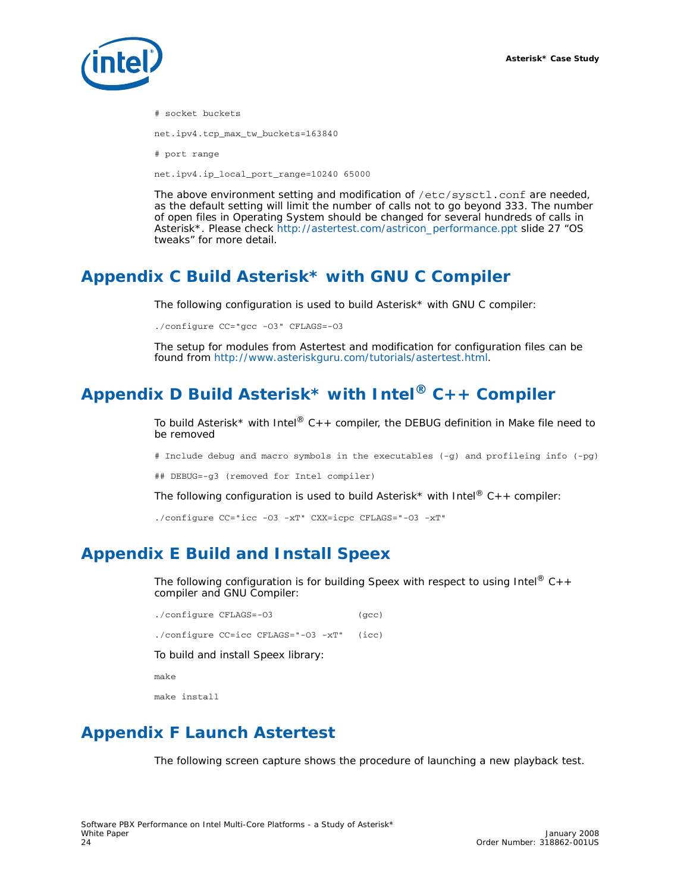```
# socket buckets

net.ipv4.tcp_max_tw_buckets=163840

# port range

net.ipv4.ip_local_port_range=10240 65000
```

The above environment setting and modification of `/etc/sysctl.conf` are needed, as the default setting will limit the number of calls not to go beyond 333. The number of open files in Operating System should be changed for several hundreds of calls in Asterisk*. Please check http://astertest.com/astricon_performance.ppt slide 27 “OS tweaks” for more detail.

# Appendix C Build Asterisk* with GNU C Compiler

The following configuration is used to build Asterisk* with GNU C compiler:

```
./configure CC="gcc -O3" CFLAGS=-O3
```

The setup for modules from Astertest and modification for configuration files can be found from http://www.asteriskguru.com/tutorials/astertest.html.

# Appendix D Build Asterisk* with Intel® C++ Compiler

To build Asterisk* with Intel® C++ compiler, the DEBUG definition in Make file need to be removed

```
# Include debug and macro symbols in the executables (-g) and profileing info (-pg)

## DEBUG=-g3 (removed for Intel compiler)
```

The following configuration is used to build Asterisk* with Intel® C++ compiler:

```
./configure CC="icc -O3 -xT" CXX=icpc CFLAGS="-O3 -xT"
```

# Appendix E Build and Install Speex

The following configuration is for building Speex with respect to using Intel® C++ compiler and GNU Compiler:

```
./configure CFLAGS=-O3                (gcc)

./configure CC=icc CFLAGS="-O3 -xT"   (icc)
```

To build and install Speex library:

```
make

make install
```

# Appendix F Launch Astertest

The following screen capture shows the procedure of launching a new playback test.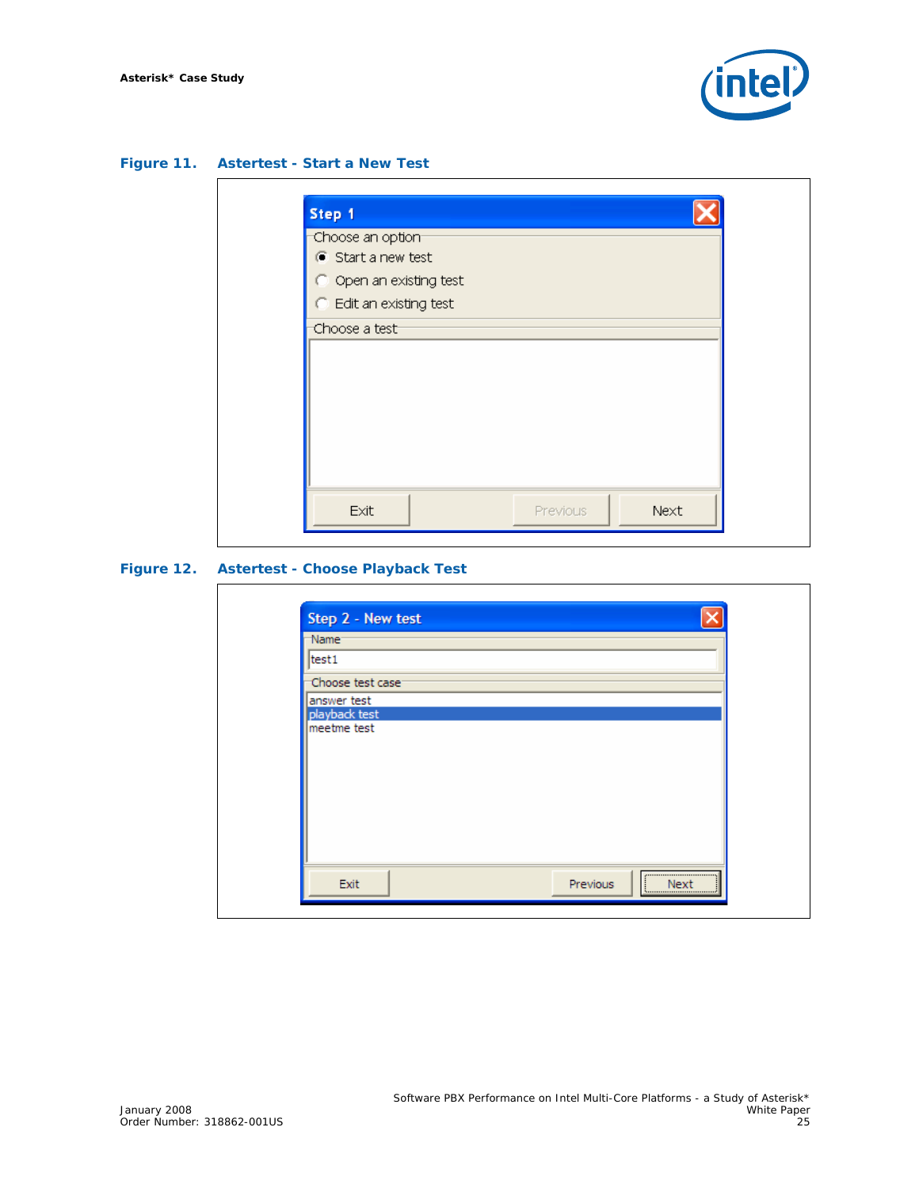**Figure 11. Astertest - Start a New Test**

Step 1

Choose an option

- Start a new test
- Open an existing test
- Edit an existing test

Choose a test

Exit | Previous | Next

**Figure 12. Astertest - Choose Playback Test**

Step 2 - New test

Name

test1

Choose test case

answer test
playback test
meetme test

Exit | Previous | Next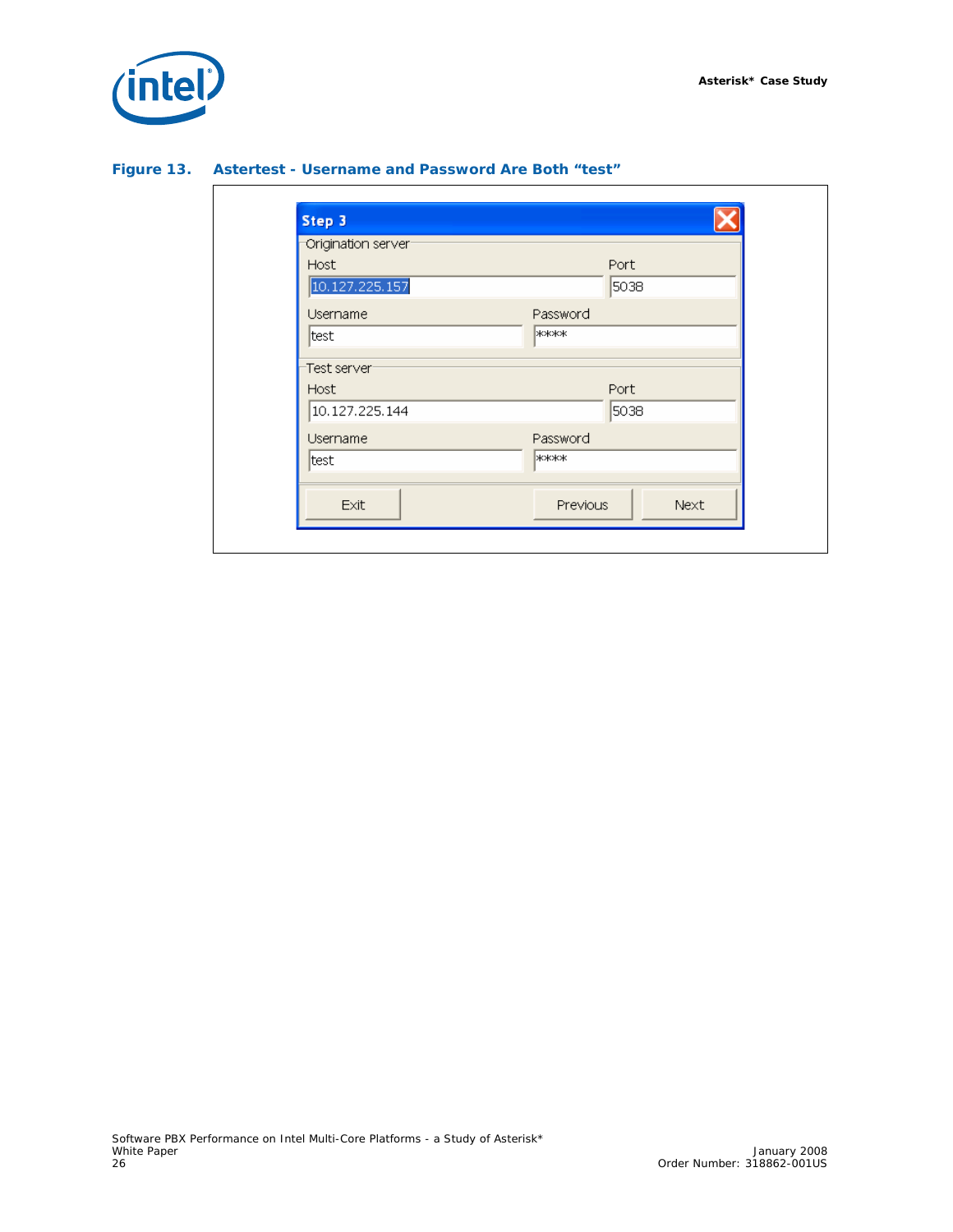**Figure 13. Astertest - Username and Password Are Both "test"**

Step 3

Origination server

Host

10.127.225.157

Port

5038

Username

test

Password

****

Test server

Host

10.127.225.144

Port

5038

Username

test

Password

****

Exit

Previous

Next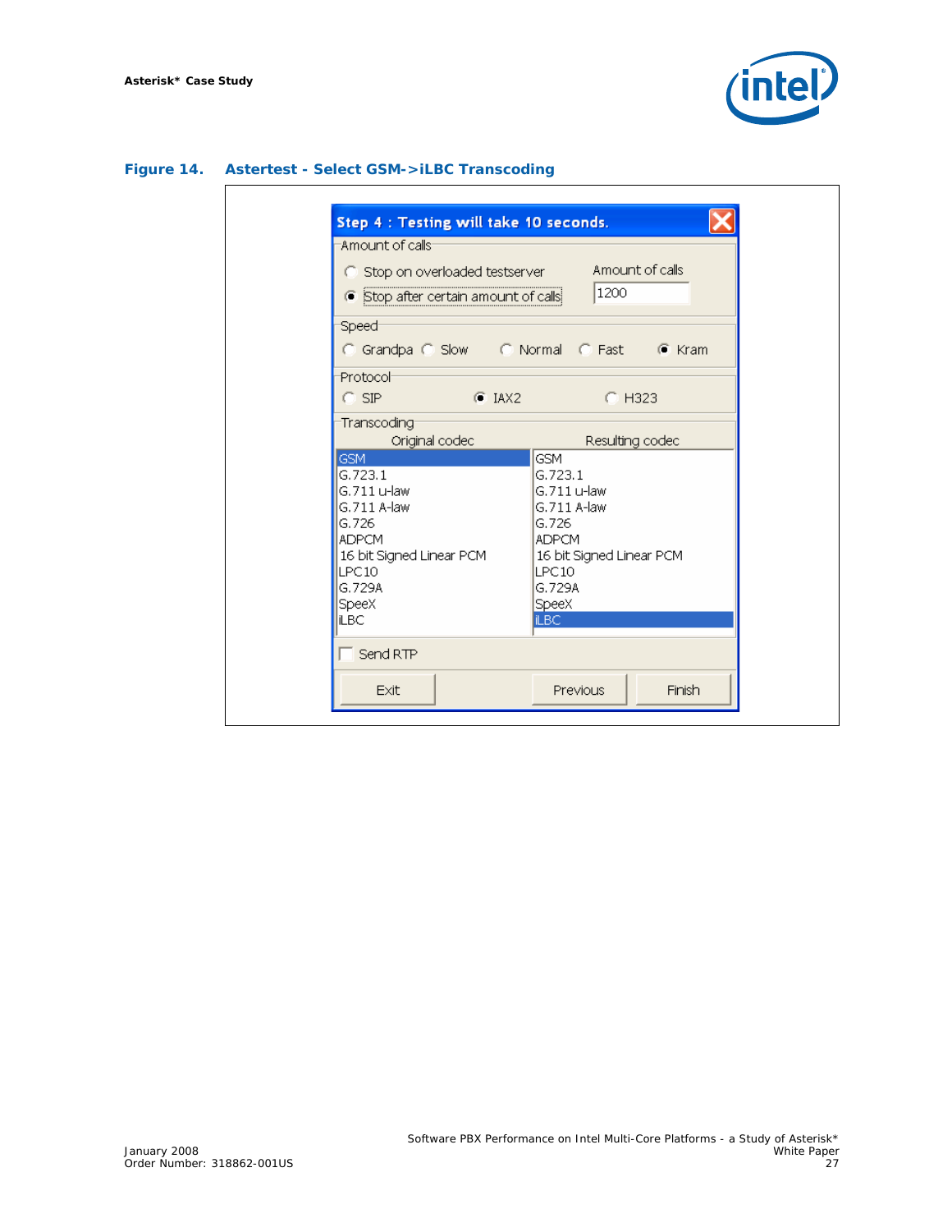**Figure 14. Astertest - Select GSM->iLBC Transcoding**

Step 4 : Testing will take 10 seconds.

Amount of calls

Stop on overloaded testserver

Stop after certain amount of calls

Amount of calls

1200

Speed

Grandpa Slow Normal Fast Kram

Protocol

SIP IAX2 H323

Transcoding

Original codec

GSM
G.723.1
G.711 u-law
G.711 A-law
G.726
ADPCM
16 bit Signed Linear PCM
LPC10
G.729A
SpeeX
iLBC

Resulting codec

GSM
G.723.1
G.711 u-law
G.711 A-law
G.726
ADPCM
16 bit Signed Linear PCM
LPC10
G.729A
SpeeX
iLBC

Send RTP

Exit Previous Finish